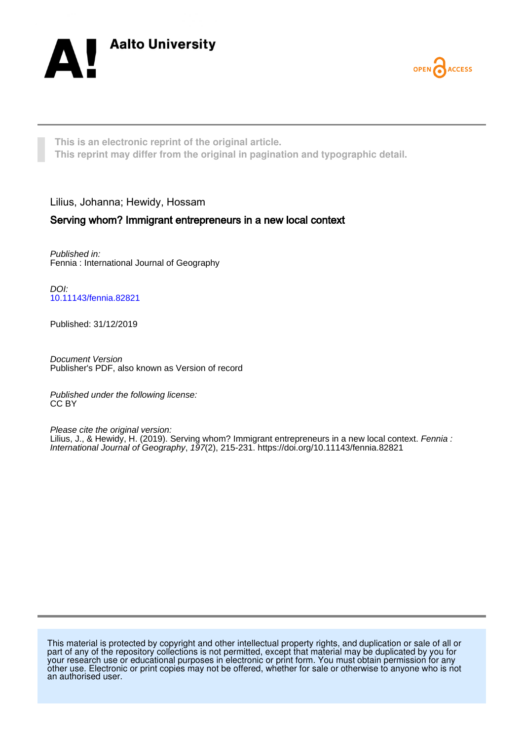Aalto University

OPEN ACCESS

**This is an electronic reprint of the original article.**
**This reprint may differ from the original in pagination and typographic detail.**

Lilius, Johanna; Hewidy, Hossam

## Serving whom? Immigrant entrepreneurs in a new local context

*Published in:*
Fennia : International Journal of Geography

*DOI:*
10.11143/fennia.82821

Published: 31/12/2019

*Document Version*
Publisher's PDF, also known as Version of record

*Published under the following license:*
CC BY

*Please cite the original version:*
Lilius, J., & Hewidy, H. (2019). Serving whom? Immigrant entrepreneurs in a new local context. *Fennia : International Journal of Geography*, *197*(2), 215-231. https://doi.org/10.11143/fennia.82821

This material is protected by copyright and other intellectual property rights, and duplication or sale of all or part of any of the repository collections is not permitted, except that material may be duplicated by you for your research use or educational purposes in electronic or print form. You must obtain permission for any other use. Electronic or print copies may not be offered, whether for sale or otherwise to anyone who is not an authorised user.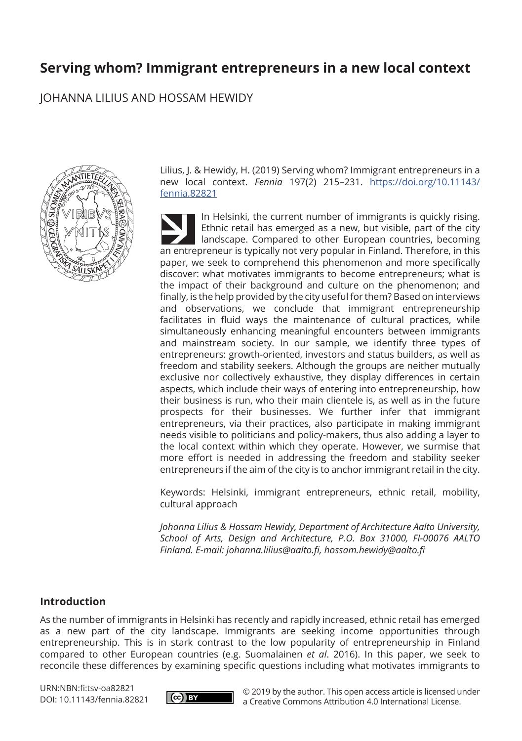# Serving whom? Immigrant entrepreneurs in a new local context

JOHANNA LILIUS AND HOSSAM HEWIDY

Lilius, J. & Hewidy, H. (2019) Serving whom? Immigrant entrepreneurs in a new local context. *Fennia* 197(2) 215–231. https://doi.org/10.11143/fennia.82821

In Helsinki, the current number of immigrants is quickly rising. Ethnic retail has emerged as a new, but visible, part of the city landscape. Compared to other European countries, becoming an entrepreneur is typically not very popular in Finland. Therefore, in this paper, we seek to comprehend this phenomenon and more specifically discover: what motivates immigrants to become entrepreneurs; what is the impact of their background and culture on the phenomenon; and finally, is the help provided by the city useful for them? Based on interviews and observations, we conclude that immigrant entrepreneurship facilitates in fluid ways the maintenance of cultural practices, while simultaneously enhancing meaningful encounters between immigrants and mainstream society. In our sample, we identify three types of entrepreneurs: growth-oriented, investors and status builders, as well as freedom and stability seekers. Although the groups are neither mutually exclusive nor collectively exhaustive, they display differences in certain aspects, which include their ways of entering into entrepreneurship, how their business is run, who their main clientele is, as well as in the future prospects for their businesses. We further infer that immigrant entrepreneurs, via their practices, also participate in making immigrant needs visible to politicians and policy-makers, thus also adding a layer to the local context within which they operate. However, we surmise that more effort is needed in addressing the freedom and stability seeker entrepreneurs if the aim of the city is to anchor immigrant retail in the city.

Keywords: Helsinki, immigrant entrepreneurs, ethnic retail, mobility, cultural approach

*Johanna Lilius & Hossam Hewidy, Department of Architecture Aalto University, School of Arts, Design and Architecture, P.O. Box 31000, FI-00076 AALTO Finland. E-mail: johanna.lilius@aalto.fi, hossam.hewidy@aalto.fi*

## Introduction

As the number of immigrants in Helsinki has recently and rapidly increased, ethnic retail has emerged as a new part of the city landscape. Immigrants are seeking income opportunities through entrepreneurship. This is in stark contrast to the low popularity of entrepreneurship in Finland compared to other European countries (e.g. Suomalainen *et al*. 2016). In this paper, we seek to reconcile these differences by examining specific questions including what motivates immigrants to

URN:NBN:fi:tsv-oa82821
DOI: 10.11143/fennia.82821

© 2019 by the author. This open access article is licensed under a Creative Commons Attribution 4.0 International License.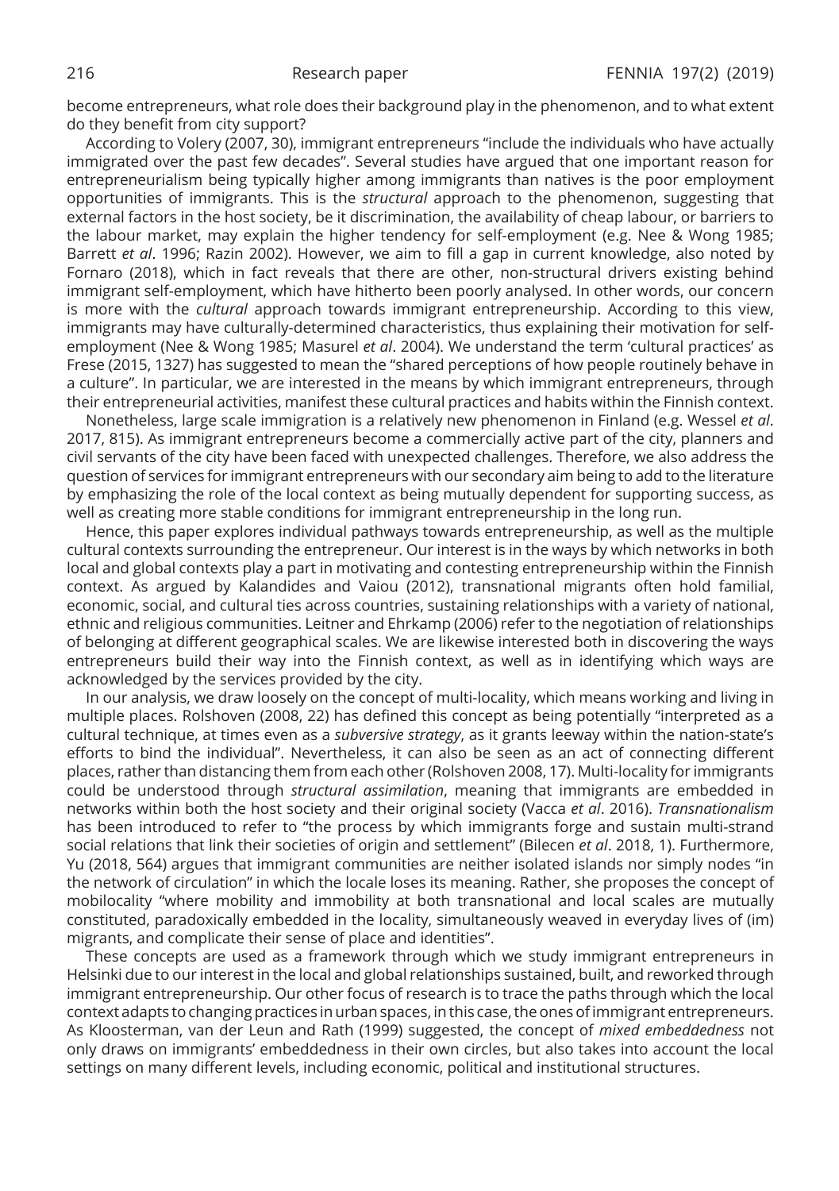become entrepreneurs, what role does their background play in the phenomenon, and to what extent do they benefit from city support?

According to Volery (2007, 30), immigrant entrepreneurs "include the individuals who have actually immigrated over the past few decades". Several studies have argued that one important reason for entrepreneurialism being typically higher among immigrants than natives is the poor employment opportunities of immigrants. This is the *structural* approach to the phenomenon, suggesting that external factors in the host society, be it discrimination, the availability of cheap labour, or barriers to the labour market, may explain the higher tendency for self-employment (e.g. Nee & Wong 1985; Barrett *et al*. 1996; Razin 2002). However, we aim to fill a gap in current knowledge, also noted by Fornaro (2018), which in fact reveals that there are other, non-structural drivers existing behind immigrant self-employment, which have hitherto been poorly analysed. In other words, our concern is more with the *cultural* approach towards immigrant entrepreneurship. According to this view, immigrants may have culturally-determined characteristics, thus explaining their motivation for self-employment (Nee & Wong 1985; Masurel *et al*. 2004). We understand the term 'cultural practices' as Frese (2015, 1327) has suggested to mean the "shared perceptions of how people routinely behave in a culture". In particular, we are interested in the means by which immigrant entrepreneurs, through their entrepreneurial activities, manifest these cultural practices and habits within the Finnish context.

Nonetheless, large scale immigration is a relatively new phenomenon in Finland (e.g. Wessel *et al*. 2017, 815). As immigrant entrepreneurs become a commercially active part of the city, planners and civil servants of the city have been faced with unexpected challenges. Therefore, we also address the question of services for immigrant entrepreneurs with our secondary aim being to add to the literature by emphasizing the role of the local context as being mutually dependent for supporting success, as well as creating more stable conditions for immigrant entrepreneurship in the long run.

Hence, this paper explores individual pathways towards entrepreneurship, as well as the multiple cultural contexts surrounding the entrepreneur. Our interest is in the ways by which networks in both local and global contexts play a part in motivating and contesting entrepreneurship within the Finnish context. As argued by Kalandides and Vaiou (2012), transnational migrants often hold familial, economic, social, and cultural ties across countries, sustaining relationships with a variety of national, ethnic and religious communities. Leitner and Ehrkamp (2006) refer to the negotiation of relationships of belonging at different geographical scales. We are likewise interested both in discovering the ways entrepreneurs build their way into the Finnish context, as well as in identifying which ways are acknowledged by the services provided by the city.

In our analysis, we draw loosely on the concept of multi-locality, which means working and living in multiple places. Rolshoven (2008, 22) has defined this concept as being potentially "interpreted as a cultural technique, at times even as a *subversive strategy*, as it grants leeway within the nation-state's efforts to bind the individual". Nevertheless, it can also be seen as an act of connecting different places, rather than distancing them from each other (Rolshoven 2008, 17). Multi-locality for immigrants could be understood through *structural assimilation*, meaning that immigrants are embedded in networks within both the host society and their original society (Vacca *et al*. 2016). *Transnationalism* has been introduced to refer to "the process by which immigrants forge and sustain multi-strand social relations that link their societies of origin and settlement" (Bilecen *et al*. 2018, 1). Furthermore, Yu (2018, 564) argues that immigrant communities are neither isolated islands nor simply nodes "in the network of circulation" in which the locale loses its meaning. Rather, she proposes the concept of mobilocality "where mobility and immobility at both transnational and local scales are mutually constituted, paradoxically embedded in the locality, simultaneously weaved in everyday lives of (im) migrants, and complicate their sense of place and identities".

These concepts are used as a framework through which we study immigrant entrepreneurs in Helsinki due to our interest in the local and global relationships sustained, built, and reworked through immigrant entrepreneurship. Our other focus of research is to trace the paths through which the local context adapts to changing practices in urban spaces, in this case, the ones of immigrant entrepreneurs. As Kloosterman, van der Leun and Rath (1999) suggested, the concept of *mixed embeddedness* not only draws on immigrants' embeddedness in their own circles, but also takes into account the local settings on many different levels, including economic, political and institutional structures.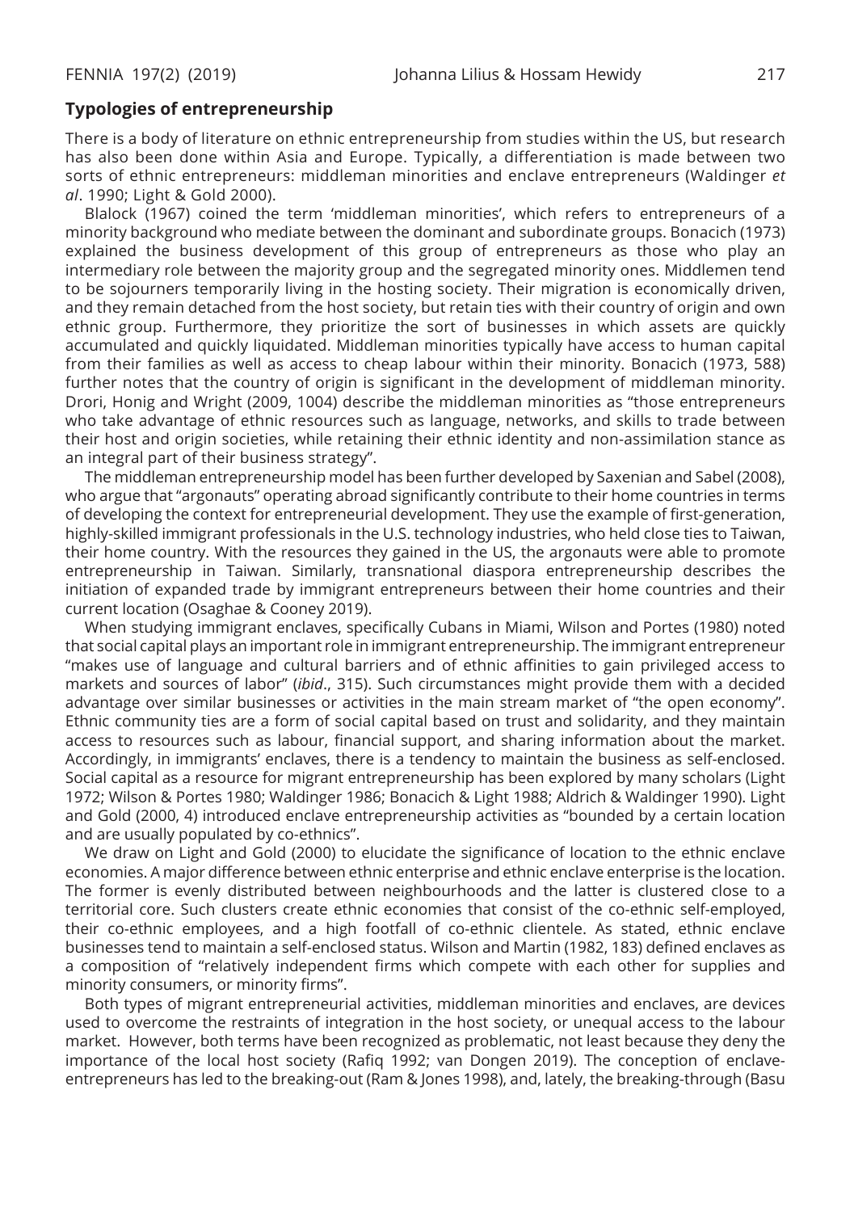## Typologies of entrepreneurship

There is a body of literature on ethnic entrepreneurship from studies within the US, but research has also been done within Asia and Europe. Typically, a differentiation is made between two sorts of ethnic entrepreneurs: middleman minorities and enclave entrepreneurs (Waldinger *et al*. 1990; Light & Gold 2000).

Blalock (1967) coined the term 'middleman minorities', which refers to entrepreneurs of a minority background who mediate between the dominant and subordinate groups. Bonacich (1973) explained the business development of this group of entrepreneurs as those who play an intermediary role between the majority group and the segregated minority ones. Middlemen tend to be sojourners temporarily living in the hosting society. Their migration is economically driven, and they remain detached from the host society, but retain ties with their country of origin and own ethnic group. Furthermore, they prioritize the sort of businesses in which assets are quickly accumulated and quickly liquidated. Middleman minorities typically have access to human capital from their families as well as access to cheap labour within their minority. Bonacich (1973, 588) further notes that the country of origin is significant in the development of middleman minority. Drori, Honig and Wright (2009, 1004) describe the middleman minorities as "those entrepreneurs who take advantage of ethnic resources such as language, networks, and skills to trade between their host and origin societies, while retaining their ethnic identity and non-assimilation stance as an integral part of their business strategy".

The middleman entrepreneurship model has been further developed by Saxenian and Sabel (2008), who argue that "argonauts" operating abroad significantly contribute to their home countries in terms of developing the context for entrepreneurial development. They use the example of first-generation, highly-skilled immigrant professionals in the U.S. technology industries, who held close ties to Taiwan, their home country. With the resources they gained in the US, the argonauts were able to promote entrepreneurship in Taiwan. Similarly, transnational diaspora entrepreneurship describes the initiation of expanded trade by immigrant entrepreneurs between their home countries and their current location (Osaghae & Cooney 2019).

When studying immigrant enclaves, specifically Cubans in Miami, Wilson and Portes (1980) noted that social capital plays an important role in immigrant entrepreneurship. The immigrant entrepreneur "makes use of language and cultural barriers and of ethnic affinities to gain privileged access to markets and sources of labor" (*ibid*., 315). Such circumstances might provide them with a decided advantage over similar businesses or activities in the main stream market of "the open economy". Ethnic community ties are a form of social capital based on trust and solidarity, and they maintain access to resources such as labour, financial support, and sharing information about the market. Accordingly, in immigrants' enclaves, there is a tendency to maintain the business as self-enclosed. Social capital as a resource for migrant entrepreneurship has been explored by many scholars (Light 1972; Wilson & Portes 1980; Waldinger 1986; Bonacich & Light 1988; Aldrich & Waldinger 1990). Light and Gold (2000, 4) introduced enclave entrepreneurship activities as "bounded by a certain location and are usually populated by co-ethnics".

We draw on Light and Gold (2000) to elucidate the significance of location to the ethnic enclave economies. A major difference between ethnic enterprise and ethnic enclave enterprise is the location. The former is evenly distributed between neighbourhoods and the latter is clustered close to a territorial core. Such clusters create ethnic economies that consist of the co-ethnic self-employed, their co-ethnic employees, and a high footfall of co-ethnic clientele. As stated, ethnic enclave businesses tend to maintain a self-enclosed status. Wilson and Martin (1982, 183) defined enclaves as a composition of "relatively independent firms which compete with each other for supplies and minority consumers, or minority firms".

Both types of migrant entrepreneurial activities, middleman minorities and enclaves, are devices used to overcome the restraints of integration in the host society, or unequal access to the labour market. However, both terms have been recognized as problematic, not least because they deny the importance of the local host society (Rafiq 1992; van Dongen 2019). The conception of enclave-entrepreneurs has led to the breaking-out (Ram & Jones 1998), and, lately, the breaking-through (Basu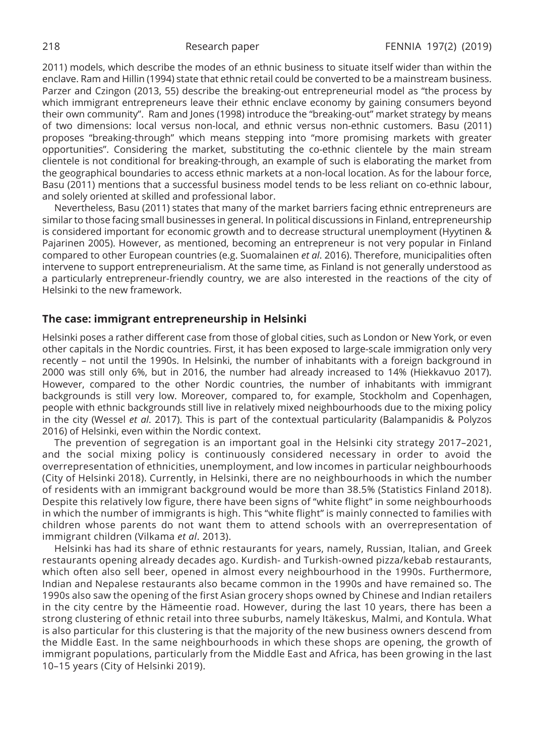2011) models, which describe the modes of an ethnic business to situate itself wider than within the enclave. Ram and Hillin (1994) state that ethnic retail could be converted to be a mainstream business. Parzer and Czingon (2013, 55) describe the breaking-out entrepreneurial model as "the process by which immigrant entrepreneurs leave their ethnic enclave economy by gaining consumers beyond their own community". Ram and Jones (1998) introduce the "breaking-out" market strategy by means of two dimensions: local versus non-local, and ethnic versus non-ethnic customers. Basu (2011) proposes "breaking-through" which means stepping into "more promising markets with greater opportunities". Considering the market, substituting the co-ethnic clientele by the main stream clientele is not conditional for breaking-through, an example of such is elaborating the market from the geographical boundaries to access ethnic markets at a non-local location. As for the labour force, Basu (2011) mentions that a successful business model tends to be less reliant on co-ethnic labour, and solely oriented at skilled and professional labor.

Nevertheless, Basu (2011) states that many of the market barriers facing ethnic entrepreneurs are similar to those facing small businesses in general. In political discussions in Finland, entrepreneurship is considered important for economic growth and to decrease structural unemployment (Hyytinen & Pajarinen 2005). However, as mentioned, becoming an entrepreneur is not very popular in Finland compared to other European countries (e.g. Suomalainen *et al*. 2016). Therefore, municipalities often intervene to support entrepreneurialism. At the same time, as Finland is not generally understood as a particularly entrepreneur-friendly country, we are also interested in the reactions of the city of Helsinki to the new framework.

## The case: immigrant entrepreneurship in Helsinki

Helsinki poses a rather different case from those of global cities, such as London or New York, or even other capitals in the Nordic countries. First, it has been exposed to large-scale immigration only very recently – not until the 1990s. In Helsinki, the number of inhabitants with a foreign background in 2000 was still only 6%, but in 2016, the number had already increased to 14% (Hiekkavuo 2017). However, compared to the other Nordic countries, the number of inhabitants with immigrant backgrounds is still very low. Moreover, compared to, for example, Stockholm and Copenhagen, people with ethnic backgrounds still live in relatively mixed neighbourhoods due to the mixing policy in the city (Wessel *et al*. 2017). This is part of the contextual particularity (Balampanidis & Polyzos 2016) of Helsinki, even within the Nordic context.

The prevention of segregation is an important goal in the Helsinki city strategy 2017–2021, and the social mixing policy is continuously considered necessary in order to avoid the overrepresentation of ethnicities, unemployment, and low incomes in particular neighbourhoods (City of Helsinki 2018). Currently, in Helsinki, there are no neighbourhoods in which the number of residents with an immigrant background would be more than 38.5% (Statistics Finland 2018). Despite this relatively low figure, there have been signs of "white flight" in some neighbourhoods in which the number of immigrants is high. This "white flight" is mainly connected to families with children whose parents do not want them to attend schools with an overrepresentation of immigrant children (Vilkama *et al*. 2013).

Helsinki has had its share of ethnic restaurants for years, namely, Russian, Italian, and Greek restaurants opening already decades ago. Kurdish- and Turkish-owned pizza/kebab restaurants, which often also sell beer, opened in almost every neighbourhood in the 1990s. Furthermore, Indian and Nepalese restaurants also became common in the 1990s and have remained so. The 1990s also saw the opening of the first Asian grocery shops owned by Chinese and Indian retailers in the city centre by the Hämeentie road. However, during the last 10 years, there has been a strong clustering of ethnic retail into three suburbs, namely Itäkeskus, Malmi, and Kontula. What is also particular for this clustering is that the majority of the new business owners descend from the Middle East. In the same neighbourhoods in which these shops are opening, the growth of immigrant populations, particularly from the Middle East and Africa, has been growing in the last 10–15 years (City of Helsinki 2019).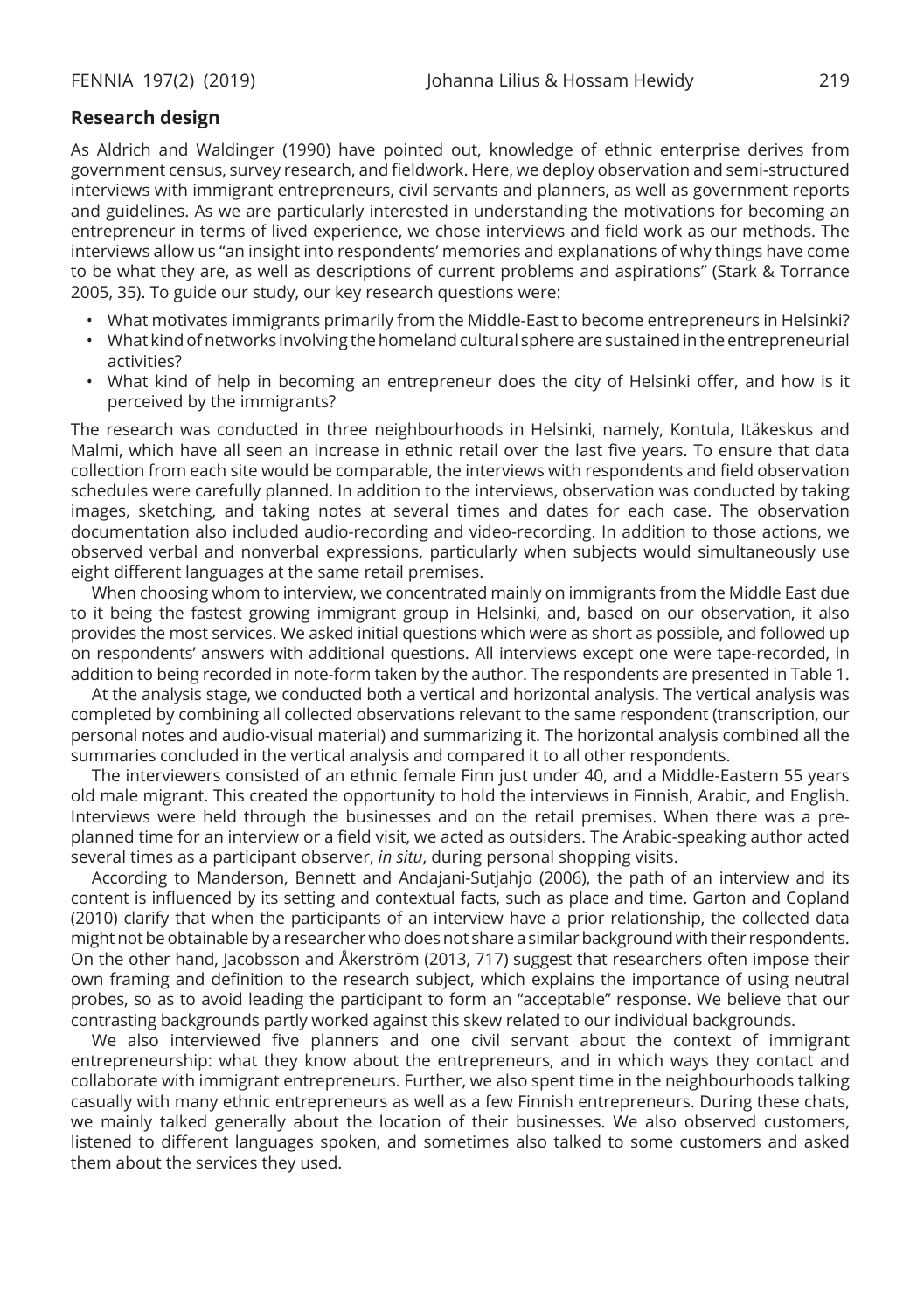## Research design

As Aldrich and Waldinger (1990) have pointed out, knowledge of ethnic enterprise derives from government census, survey research, and fieldwork. Here, we deploy observation and semi-structured interviews with immigrant entrepreneurs, civil servants and planners, as well as government reports and guidelines. As we are particularly interested in understanding the motivations for becoming an entrepreneur in terms of lived experience, we chose interviews and field work as our methods. The interviews allow us "an insight into respondents' memories and explanations of why things have come to be what they are, as well as descriptions of current problems and aspirations" (Stark & Torrance 2005, 35). To guide our study, our key research questions were:

- What motivates immigrants primarily from the Middle-East to become entrepreneurs in Helsinki?
- What kind of networks involving the homeland cultural sphere are sustained in the entrepreneurial activities?
- What kind of help in becoming an entrepreneur does the city of Helsinki offer, and how is it perceived by the immigrants?

The research was conducted in three neighbourhoods in Helsinki, namely, Kontula, Itäkeskus and Malmi, which have all seen an increase in ethnic retail over the last five years. To ensure that data collection from each site would be comparable, the interviews with respondents and field observation schedules were carefully planned. In addition to the interviews, observation was conducted by taking images, sketching, and taking notes at several times and dates for each case. The observation documentation also included audio-recording and video-recording. In addition to those actions, we observed verbal and nonverbal expressions, particularly when subjects would simultaneously use eight different languages at the same retail premises.

When choosing whom to interview, we concentrated mainly on immigrants from the Middle East due to it being the fastest growing immigrant group in Helsinki, and, based on our observation, it also provides the most services. We asked initial questions which were as short as possible, and followed up on respondents' answers with additional questions. All interviews except one were tape-recorded, in addition to being recorded in note-form taken by the author. The respondents are presented in Table 1.

At the analysis stage, we conducted both a vertical and horizontal analysis. The vertical analysis was completed by combining all collected observations relevant to the same respondent (transcription, our personal notes and audio-visual material) and summarizing it. The horizontal analysis combined all the summaries concluded in the vertical analysis and compared it to all other respondents.

The interviewers consisted of an ethnic female Finn just under 40, and a Middle-Eastern 55 years old male migrant. This created the opportunity to hold the interviews in Finnish, Arabic, and English. Interviews were held through the businesses and on the retail premises. When there was a pre-planned time for an interview or a field visit, we acted as outsiders. The Arabic-speaking author acted several times as a participant observer, *in situ*, during personal shopping visits.

According to Manderson, Bennett and Andajani-Sutjahjo (2006), the path of an interview and its content is influenced by its setting and contextual facts, such as place and time. Garton and Copland (2010) clarify that when the participants of an interview have a prior relationship, the collected data might not be obtainable by a researcher who does not share a similar background with their respondents. On the other hand, Jacobsson and Åkerström (2013, 717) suggest that researchers often impose their own framing and definition to the research subject, which explains the importance of using neutral probes, so as to avoid leading the participant to form an "acceptable" response. We believe that our contrasting backgrounds partly worked against this skew related to our individual backgrounds.

We also interviewed five planners and one civil servant about the context of immigrant entrepreneurship: what they know about the entrepreneurs, and in which ways they contact and collaborate with immigrant entrepreneurs. Further, we also spent time in the neighbourhoods talking casually with many ethnic entrepreneurs as well as a few Finnish entrepreneurs. During these chats, we mainly talked generally about the location of their businesses. We also observed customers, listened to different languages spoken, and sometimes also talked to some customers and asked them about the services they used.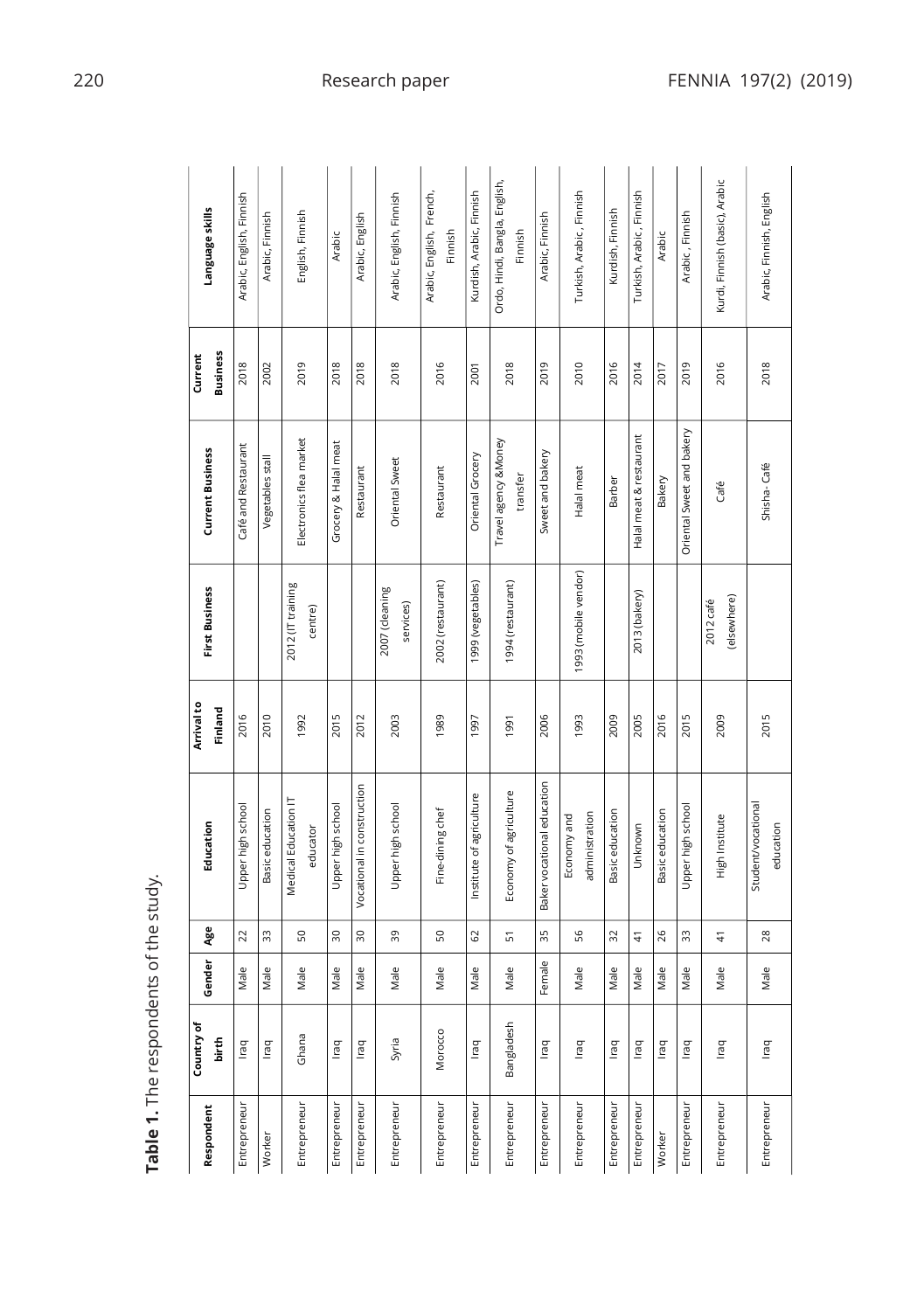**Table 1.** The respondents of the study.

| Respondent | Country of birth | Gender | Age | Education | Arrival to Finland | First Business | Current Business | Current Business | Language skills |
|---|---|---|---|---|---|---|---|---|---|
| Entrepreneur | Iraq | Male | 22 | Upper high school | 2016 | | Café and Restaurant | 2018 | Arabic, English, Finnish |
| Worker | Iraq | Male | 33 | Basic education | 2010 | | Vegetables stall | 2002 | Arabic, Finnish |
| Entrepreneur | Ghana | Male | 50 | Medical Education IT educator | 1992 | 2012 (IT training centre) | Electronics flea market | 2019 | English, Finnish |
| Entrepreneur | Iraq | Male | 30 | Upper high school | 2015 | | Grocery & Halal meat | 2018 | Arabic |
| Entrepreneur | Iraq | Male | 30 | Vocational in construction | 2012 | | Restaurant | 2018 | Arabic, English |
| Entrepreneur | Syria | Male | 39 | Upper high school | 2003 | 2007 (cleaning services) | Oriental Sweet | 2018 | Arabic, English, Finnish |
| Entrepreneur | Morocco | Male | 50 | Fine-dining chef | 1989 | 2002 (restaurant) | Restaurant | 2016 | Arabic, English, French, Finnish |
| Entrepreneur | Iraq | Male | 62 | Institute of agriculture | 1997 | 1999 (vegetables) | Oriental Grocery | 2001 | Kurdish, Arabic, Finnish |
| Entrepreneur | Bangladesh | Male | 51 | Economy of agriculture | 1991 | 1994 (restaurant) | Travel agency &Money transfer | 2018 | Ordo, Hindi, Bangla, English, Finnish |
| Entrepreneur | Iraq | Female | 35 | Baker vocational education | 2006 | | Sweet and bakery | 2019 | Arabic, Finnish |
| Entrepreneur | Iraq | Male | 56 | Economy and administration | 1993 | 1993 (mobile vendor) | Halal meat | 2010 | Turkish, Arabic, Finnish |
| Entrepreneur | Iraq | Male | 32 | Basic education | 2009 | | Barber | 2016 | Kurdish, Finnish |
| Entrepreneur | Iraq | Male | 41 | Unknown | 2005 | 2013 (bakery) | Halal meat & restaurant | 2014 | Turkish, Arabic, Finnish |
| Worker | Iraq | Male | 26 | Basic education | 2016 | | Bakery | 2017 | Arabic |
| Entrepreneur | Iraq | Male | 33 | Upper high school | 2015 | | Oriental Sweet and bakery | 2019 | Arabic , Finnish |
| Entrepreneur | Iraq | Male | 41 | High Institute | 2009 | 2012 café (elsewhere) | Café | 2016 | Kurdi, Finnish (basic), Arabic |
| Entrepreneur | Iraq | Male | 28 | Student/vocational education | 2015 | | Shisha- Café | 2018 | Arabic, Finnish, English |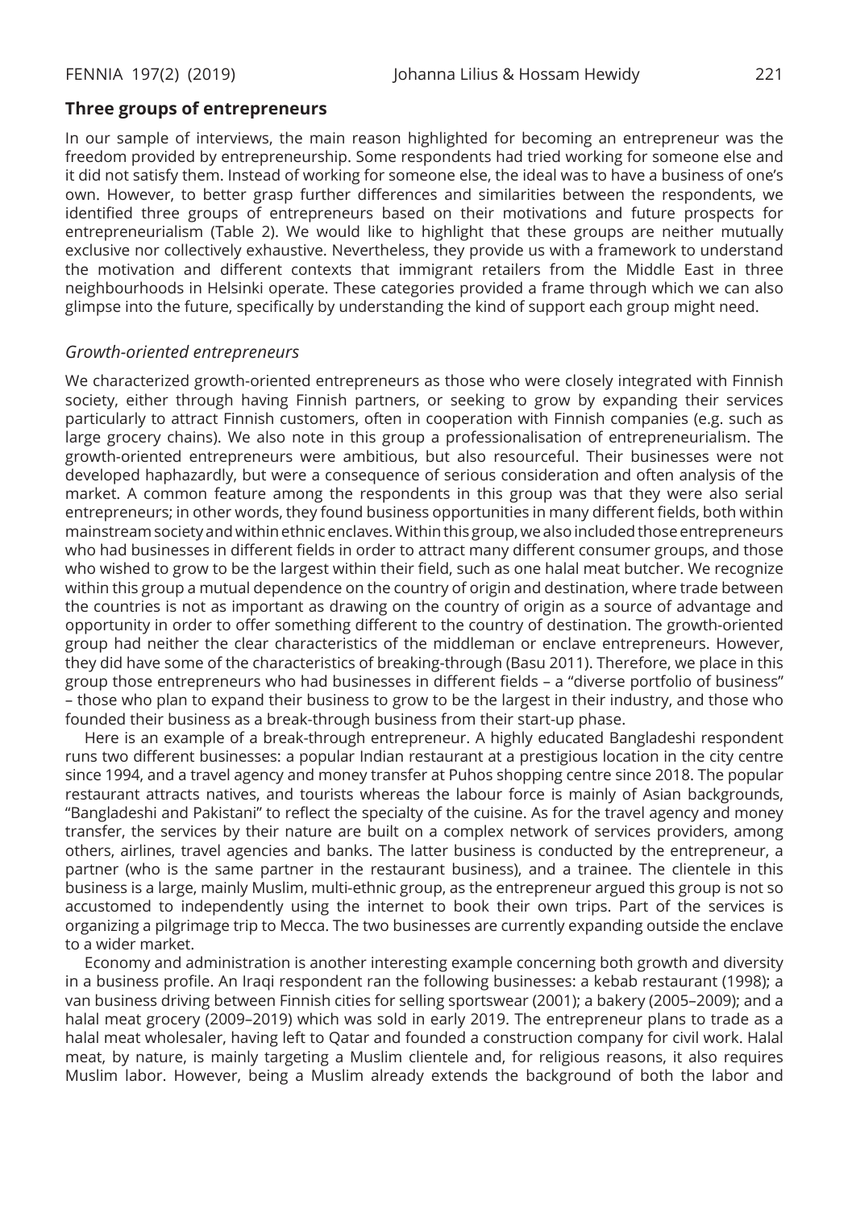## Three groups of entrepreneurs

In our sample of interviews, the main reason highlighted for becoming an entrepreneur was the freedom provided by entrepreneurship. Some respondents had tried working for someone else and it did not satisfy them. Instead of working for someone else, the ideal was to have a business of one's own. However, to better grasp further differences and similarities between the respondents, we identified three groups of entrepreneurs based on their motivations and future prospects for entrepreneurialism (Table 2). We would like to highlight that these groups are neither mutually exclusive nor collectively exhaustive. Nevertheless, they provide us with a framework to understand the motivation and different contexts that immigrant retailers from the Middle East in three neighbourhoods in Helsinki operate. These categories provided a frame through which we can also glimpse into the future, specifically by understanding the kind of support each group might need.

### *Growth-oriented entrepreneurs*

We characterized growth-oriented entrepreneurs as those who were closely integrated with Finnish society, either through having Finnish partners, or seeking to grow by expanding their services particularly to attract Finnish customers, often in cooperation with Finnish companies (e.g. such as large grocery chains). We also note in this group a professionalisation of entrepreneurialism. The growth-oriented entrepreneurs were ambitious, but also resourceful. Their businesses were not developed haphazardly, but were a consequence of serious consideration and often analysis of the market. A common feature among the respondents in this group was that they were also serial entrepreneurs; in other words, they found business opportunities in many different fields, both within mainstream society and within ethnic enclaves. Within this group, we also included those entrepreneurs who had businesses in different fields in order to attract many different consumer groups, and those who wished to grow to be the largest within their field, such as one halal meat butcher. We recognize within this group a mutual dependence on the country of origin and destination, where trade between the countries is not as important as drawing on the country of origin as a source of advantage and opportunity in order to offer something different to the country of destination. The growth-oriented group had neither the clear characteristics of the middleman or enclave entrepreneurs. However, they did have some of the characteristics of breaking-through (Basu 2011). Therefore, we place in this group those entrepreneurs who had businesses in different fields – a "diverse portfolio of business" – those who plan to expand their business to grow to be the largest in their industry, and those who founded their business as a break-through business from their start-up phase.

Here is an example of a break-through entrepreneur. A highly educated Bangladeshi respondent runs two different businesses: a popular Indian restaurant at a prestigious location in the city centre since 1994, and a travel agency and money transfer at Puhos shopping centre since 2018. The popular restaurant attracts natives, and tourists whereas the labour force is mainly of Asian backgrounds, "Bangladeshi and Pakistani" to reflect the specialty of the cuisine. As for the travel agency and money transfer, the services by their nature are built on a complex network of services providers, among others, airlines, travel agencies and banks. The latter business is conducted by the entrepreneur, a partner (who is the same partner in the restaurant business), and a trainee. The clientele in this business is a large, mainly Muslim, multi-ethnic group, as the entrepreneur argued this group is not so accustomed to independently using the internet to book their own trips. Part of the services is organizing a pilgrimage trip to Mecca. The two businesses are currently expanding outside the enclave to a wider market.

Economy and administration is another interesting example concerning both growth and diversity in a business profile. An Iraqi respondent ran the following businesses: a kebab restaurant (1998); a van business driving between Finnish cities for selling sportswear (2001); a bakery (2005–2009); and a halal meat grocery (2009–2019) which was sold in early 2019. The entrepreneur plans to trade as a halal meat wholesaler, having left to Qatar and founded a construction company for civil work. Halal meat, by nature, is mainly targeting a Muslim clientele and, for religious reasons, it also requires Muslim labor. However, being a Muslim already extends the background of both the labor and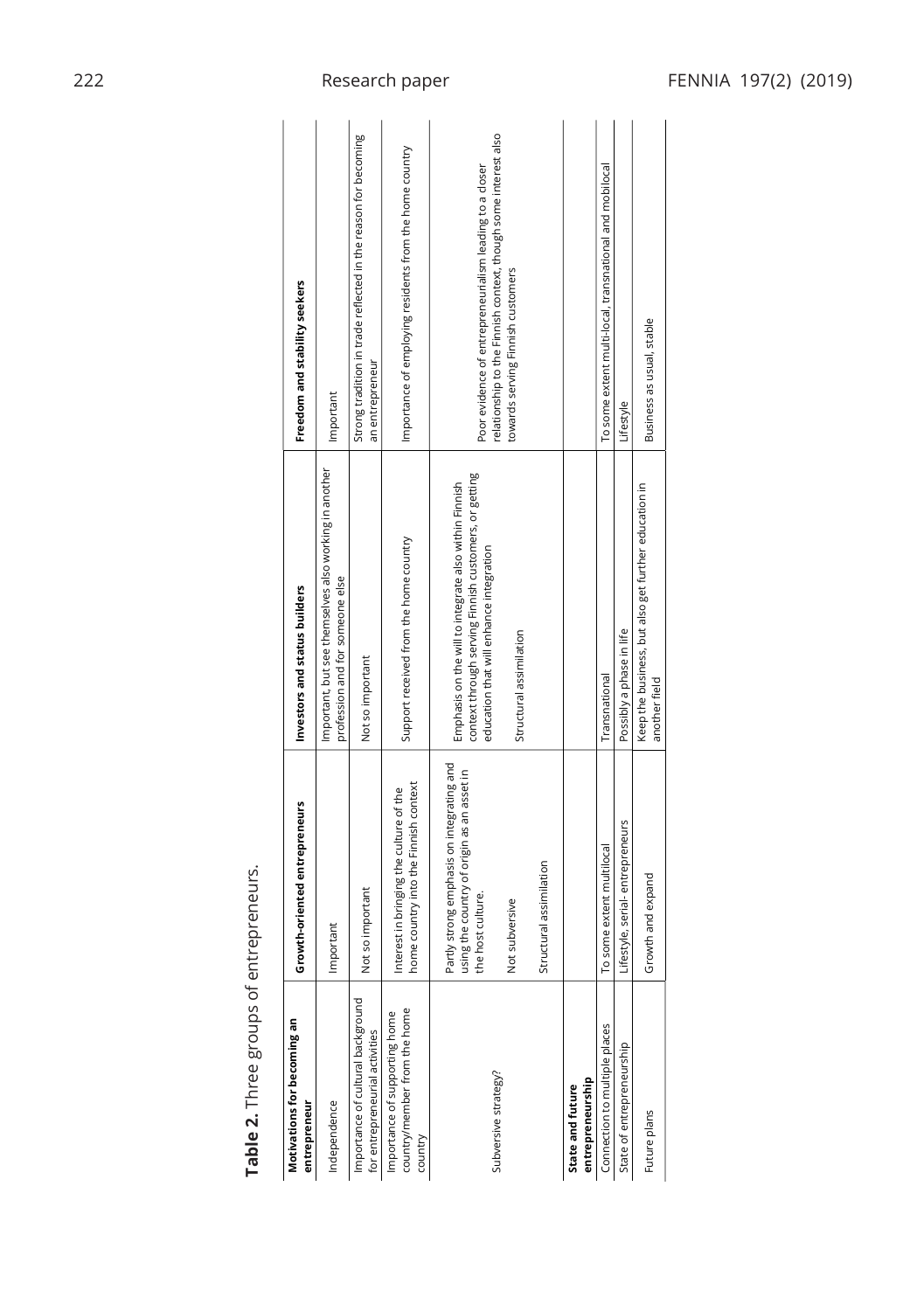**Table 2.** Three groups of entrepreneurs.

| Motivations for becoming an entrepreneur | Growth-oriented entrepreneurs | Investors and status builders | Freedom and stability seekers |
|---|---|---|---|
| Independence | Important | Important, but see themselves also working in another profession and for someone else | Important |
| Importance of cultural background for entrepreneurial activities | Not so important | Not so important | Strong tradition in trade reflected in the reason for becoming an entrepreneur |
| Importance of supporting home country/member from the home country | Interest in bringing the culture of the home country into the Finnish context | Support received from the home country | Importance of employing residents from the home country |
| Subversive strategy? | Partly strong emphasis on integrating and using the country of origin as an asset in the host culture. Not subversive Structural assimilation | Emphasis on the will to integrate also within Finnish context through serving Finnish customers, or getting education that will enhance integration Structural assimilation | Poor evidence of entrepreneurialism leading to a closer relationship to the Finnish context, though some interest also towards serving Finnish customers |
| **State and future entrepreneurship** | | | |
| Connection to multiple places | To some extent multilocal | Transnational | To some extent multi-local, transnational and mobilocal |
| State of entrepreneurship | Lifestyle, serial- entrepreneurs | Possibly a phase in life | Lifestyle |
| Future plans | Growth and expand | Keep the business, but also get further education in another field | Business as usual, stable |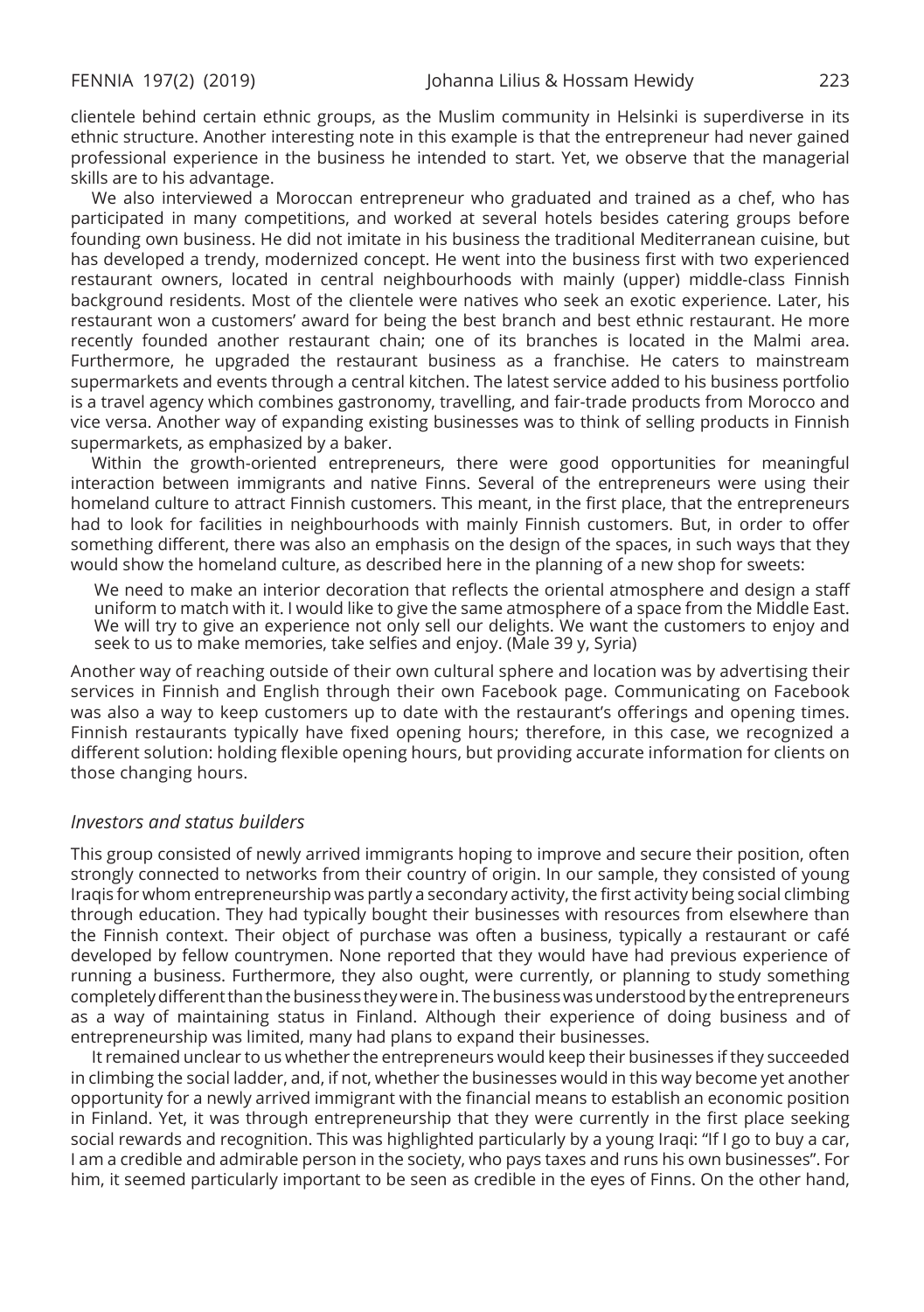clientele behind certain ethnic groups, as the Muslim community in Helsinki is superdiverse in its ethnic structure. Another interesting note in this example is that the entrepreneur had never gained professional experience in the business he intended to start. Yet, we observe that the managerial skills are to his advantage.

We also interviewed a Moroccan entrepreneur who graduated and trained as a chef, who has participated in many competitions, and worked at several hotels besides catering groups before founding own business. He did not imitate in his business the traditional Mediterranean cuisine, but has developed a trendy, modernized concept. He went into the business first with two experienced restaurant owners, located in central neighbourhoods with mainly (upper) middle-class Finnish background residents. Most of the clientele were natives who seek an exotic experience. Later, his restaurant won a customers' award for being the best branch and best ethnic restaurant. He more recently founded another restaurant chain; one of its branches is located in the Malmi area. Furthermore, he upgraded the restaurant business as a franchise. He caters to mainstream supermarkets and events through a central kitchen. The latest service added to his business portfolio is a travel agency which combines gastronomy, travelling, and fair-trade products from Morocco and vice versa. Another way of expanding existing businesses was to think of selling products in Finnish supermarkets, as emphasized by a baker.

Within the growth-oriented entrepreneurs, there were good opportunities for meaningful interaction between immigrants and native Finns. Several of the entrepreneurs were using their homeland culture to attract Finnish customers. This meant, in the first place, that the entrepreneurs had to look for facilities in neighbourhoods with mainly Finnish customers. But, in order to offer something different, there was also an emphasis on the design of the spaces, in such ways that they would show the homeland culture, as described here in the planning of a new shop for sweets:

> We need to make an interior decoration that reflects the oriental atmosphere and design a staff uniform to match with it. I would like to give the same atmosphere of a space from the Middle East. We will try to give an experience not only sell our delights. We want the customers to enjoy and seek to us to make memories, take selfies and enjoy. (Male 39 y, Syria)

Another way of reaching outside of their own cultural sphere and location was by advertising their services in Finnish and English through their own Facebook page. Communicating on Facebook was also a way to keep customers up to date with the restaurant's offerings and opening times. Finnish restaurants typically have fixed opening hours; therefore, in this case, we recognized a different solution: holding flexible opening hours, but providing accurate information for clients on those changing hours.

### *Investors and status builders*

This group consisted of newly arrived immigrants hoping to improve and secure their position, often strongly connected to networks from their country of origin. In our sample, they consisted of young Iraqis for whom entrepreneurship was partly a secondary activity, the first activity being social climbing through education. They had typically bought their businesses with resources from elsewhere than the Finnish context. Their object of purchase was often a business, typically a restaurant or café developed by fellow countrymen. None reported that they would have had previous experience of running a business. Furthermore, they also ought, were currently, or planning to study something completely different than the business they were in. The business was understood by the entrepreneurs as a way of maintaining status in Finland. Although their experience of doing business and of entrepreneurship was limited, many had plans to expand their businesses.

It remained unclear to us whether the entrepreneurs would keep their businesses if they succeeded in climbing the social ladder, and, if not, whether the businesses would in this way become yet another opportunity for a newly arrived immigrant with the financial means to establish an economic position in Finland. Yet, it was through entrepreneurship that they were currently in the first place seeking social rewards and recognition. This was highlighted particularly by a young Iraqi: "If I go to buy a car, I am a credible and admirable person in the society, who pays taxes and runs his own businesses". For him, it seemed particularly important to be seen as credible in the eyes of Finns. On the other hand,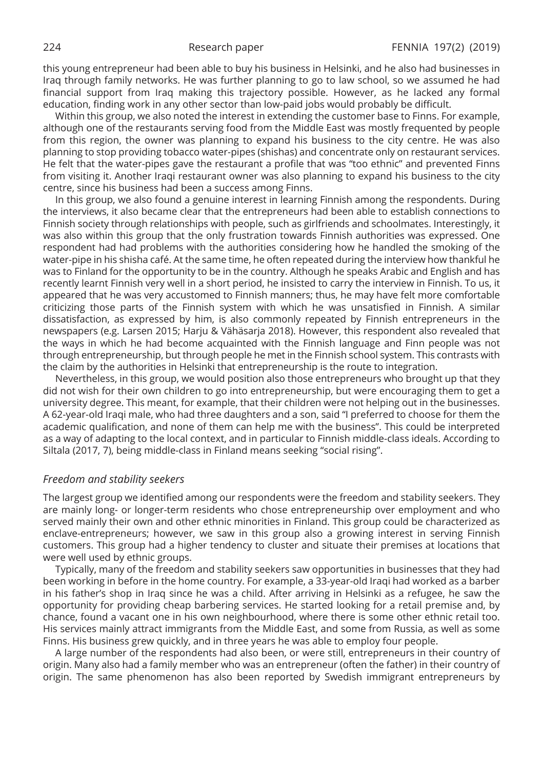this young entrepreneur had been able to buy his business in Helsinki, and he also had businesses in Iraq through family networks. He was further planning to go to law school, so we assumed he had financial support from Iraq making this trajectory possible. However, as he lacked any formal education, finding work in any other sector than low-paid jobs would probably be difficult.

Within this group, we also noted the interest in extending the customer base to Finns. For example, although one of the restaurants serving food from the Middle East was mostly frequented by people from this region, the owner was planning to expand his business to the city centre. He was also planning to stop providing tobacco water-pipes (shishas) and concentrate only on restaurant services. He felt that the water-pipes gave the restaurant a profile that was "too ethnic" and prevented Finns from visiting it. Another Iraqi restaurant owner was also planning to expand his business to the city centre, since his business had been a success among Finns.

In this group, we also found a genuine interest in learning Finnish among the respondents. During the interviews, it also became clear that the entrepreneurs had been able to establish connections to Finnish society through relationships with people, such as girlfriends and schoolmates. Interestingly, it was also within this group that the only frustration towards Finnish authorities was expressed. One respondent had had problems with the authorities considering how he handled the smoking of the water-pipe in his shisha café. At the same time, he often repeated during the interview how thankful he was to Finland for the opportunity to be in the country. Although he speaks Arabic and English and has recently learnt Finnish very well in a short period, he insisted to carry the interview in Finnish. To us, it appeared that he was very accustomed to Finnish manners; thus, he may have felt more comfortable criticizing those parts of the Finnish system with which he was unsatisfied in Finnish. A similar dissatisfaction, as expressed by him, is also commonly repeated by Finnish entrepreneurs in the newspapers (e.g. Larsen 2015; Harju & Vähäsarja 2018). However, this respondent also revealed that the ways in which he had become acquainted with the Finnish language and Finn people was not through entrepreneurship, but through people he met in the Finnish school system. This contrasts with the claim by the authorities in Helsinki that entrepreneurship is the route to integration.

Nevertheless, in this group, we would position also those entrepreneurs who brought up that they did not wish for their own children to go into entrepreneurship, but were encouraging them to get a university degree. This meant, for example, that their children were not helping out in the businesses. A 62-year-old Iraqi male, who had three daughters and a son, said "I preferred to choose for them the academic qualification, and none of them can help me with the business". This could be interpreted as a way of adapting to the local context, and in particular to Finnish middle-class ideals. According to Siltala (2017, 7), being middle-class in Finland means seeking "social rising".

### *Freedom and stability seekers*

The largest group we identified among our respondents were the freedom and stability seekers. They are mainly long- or longer-term residents who chose entrepreneurship over employment and who served mainly their own and other ethnic minorities in Finland. This group could be characterized as enclave-entrepreneurs; however, we saw in this group also a growing interest in serving Finnish customers. This group had a higher tendency to cluster and situate their premises at locations that were well used by ethnic groups.

Typically, many of the freedom and stability seekers saw opportunities in businesses that they had been working in before in the home country. For example, a 33-year-old Iraqi had worked as a barber in his father's shop in Iraq since he was a child. After arriving in Helsinki as a refugee, he saw the opportunity for providing cheap barbering services. He started looking for a retail premise and, by chance, found a vacant one in his own neighbourhood, where there is some other ethnic retail too. His services mainly attract immigrants from the Middle East, and some from Russia, as well as some Finns. His business grew quickly, and in three years he was able to employ four people.

A large number of the respondents had also been, or were still, entrepreneurs in their country of origin. Many also had a family member who was an entrepreneur (often the father) in their country of origin. The same phenomenon has also been reported by Swedish immigrant entrepreneurs by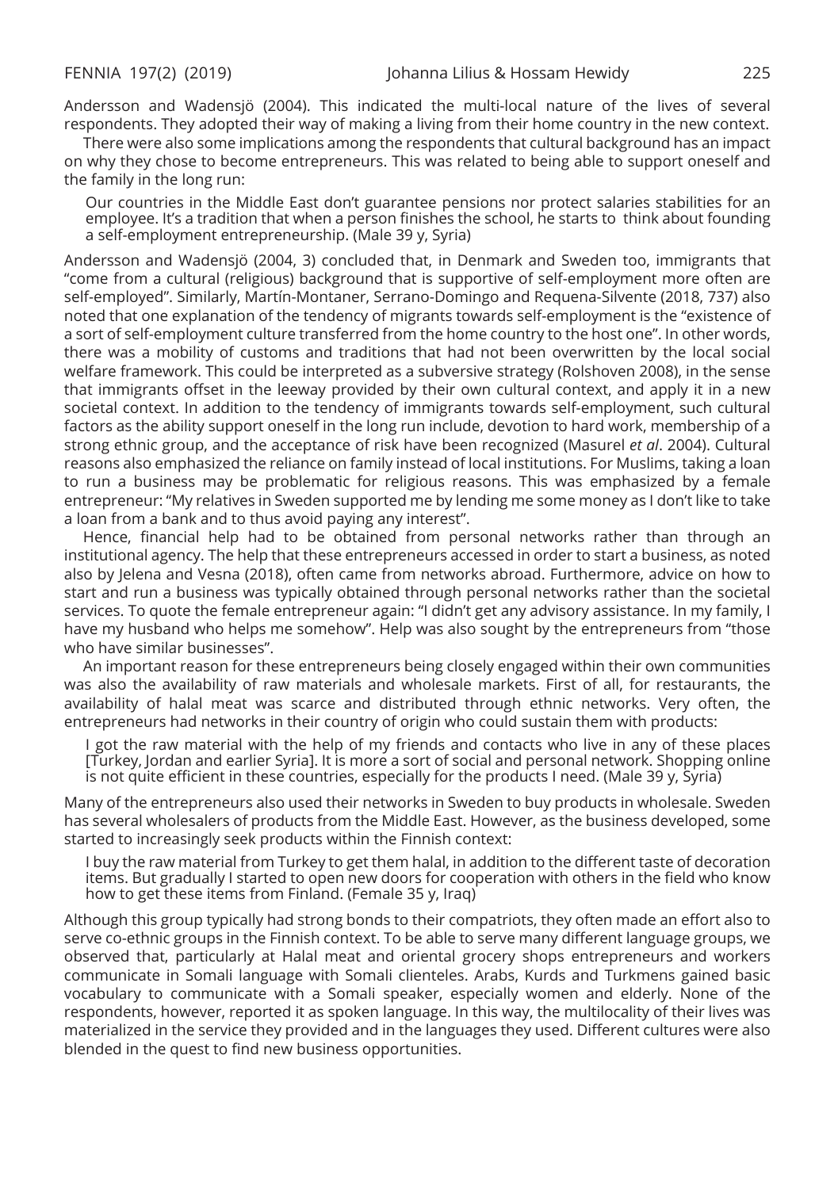Andersson and Wadensjö (2004). This indicated the multi-local nature of the lives of several respondents. They adopted their way of making a living from their home country in the new context.

There were also some implications among the respondents that cultural background has an impact on why they chose to become entrepreneurs. This was related to being able to support oneself and the family in the long run:

> Our countries in the Middle East don't guarantee pensions nor protect salaries stabilities for an employee. It's a tradition that when a person finishes the school, he starts to think about founding a self-employment entrepreneurship. (Male 39 y, Syria)

Andersson and Wadensjö (2004, 3) concluded that, in Denmark and Sweden too, immigrants that "come from a cultural (religious) background that is supportive of self-employment more often are self-employed". Similarly, Martín-Montaner, Serrano-Domingo and Requena-Silvente (2018, 737) also noted that one explanation of the tendency of migrants towards self-employment is the "existence of a sort of self-employment culture transferred from the home country to the host one". In other words, there was a mobility of customs and traditions that had not been overwritten by the local social welfare framework. This could be interpreted as a subversive strategy (Rolshoven 2008), in the sense that immigrants offset in the leeway provided by their own cultural context, and apply it in a new societal context. In addition to the tendency of immigrants towards self-employment, such cultural factors as the ability support oneself in the long run include, devotion to hard work, membership of a strong ethnic group, and the acceptance of risk have been recognized (Masurel *et al*. 2004). Cultural reasons also emphasized the reliance on family instead of local institutions. For Muslims, taking a loan to run a business may be problematic for religious reasons. This was emphasized by a female entrepreneur: "My relatives in Sweden supported me by lending me some money as I don't like to take a loan from a bank and to thus avoid paying any interest".

Hence, financial help had to be obtained from personal networks rather than through an institutional agency. The help that these entrepreneurs accessed in order to start a business, as noted also by Jelena and Vesna (2018), often came from networks abroad. Furthermore, advice on how to start and run a business was typically obtained through personal networks rather than the societal services. To quote the female entrepreneur again: "I didn't get any advisory assistance. In my family, I have my husband who helps me somehow". Help was also sought by the entrepreneurs from "those who have similar businesses".

An important reason for these entrepreneurs being closely engaged within their own communities was also the availability of raw materials and wholesale markets. First of all, for restaurants, the availability of halal meat was scarce and distributed through ethnic networks. Very often, the entrepreneurs had networks in their country of origin who could sustain them with products:

> I got the raw material with the help of my friends and contacts who live in any of these places [Turkey, Jordan and earlier Syria]. It is more a sort of social and personal network. Shopping online is not quite efficient in these countries, especially for the products I need. (Male 39 y, Syria)

Many of the entrepreneurs also used their networks in Sweden to buy products in wholesale. Sweden has several wholesalers of products from the Middle East. However, as the business developed, some started to increasingly seek products within the Finnish context:

> I buy the raw material from Turkey to get them halal, in addition to the different taste of decoration items. But gradually I started to open new doors for cooperation with others in the field who know how to get these items from Finland. (Female 35 y, Iraq)

Although this group typically had strong bonds to their compatriots, they often made an effort also to serve co-ethnic groups in the Finnish context. To be able to serve many different language groups, we observed that, particularly at Halal meat and oriental grocery shops entrepreneurs and workers communicate in Somali language with Somali clienteles. Arabs, Kurds and Turkmens gained basic vocabulary to communicate with a Somali speaker, especially women and elderly. None of the respondents, however, reported it as spoken language. In this way, the multilocality of their lives was materialized in the service they provided and in the languages they used. Different cultures were also blended in the quest to find new business opportunities.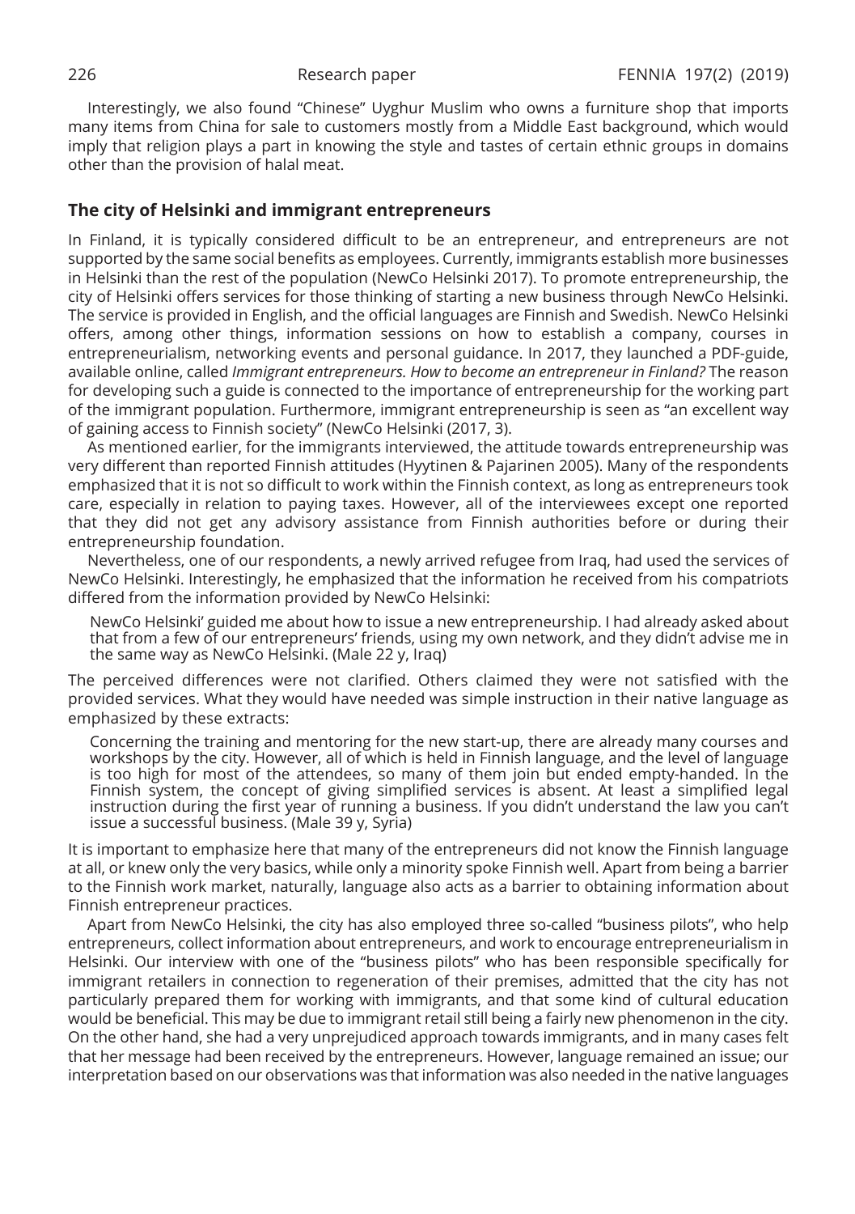Interestingly, we also found "Chinese" Uyghur Muslim who owns a furniture shop that imports many items from China for sale to customers mostly from a Middle East background, which would imply that religion plays a part in knowing the style and tastes of certain ethnic groups in domains other than the provision of halal meat.

## The city of Helsinki and immigrant entrepreneurs

In Finland, it is typically considered difficult to be an entrepreneur, and entrepreneurs are not supported by the same social benefits as employees. Currently, immigrants establish more businesses in Helsinki than the rest of the population (NewCo Helsinki 2017). To promote entrepreneurship, the city of Helsinki offers services for those thinking of starting a new business through NewCo Helsinki. The service is provided in English, and the official languages are Finnish and Swedish. NewCo Helsinki offers, among other things, information sessions on how to establish a company, courses in entrepreneurialism, networking events and personal guidance. In 2017, they launched a PDF-guide, available online, called *Immigrant entrepreneurs. How to become an entrepreneur in Finland?* The reason for developing such a guide is connected to the importance of entrepreneurship for the working part of the immigrant population. Furthermore, immigrant entrepreneurship is seen as "an excellent way of gaining access to Finnish society" (NewCo Helsinki (2017, 3).

As mentioned earlier, for the immigrants interviewed, the attitude towards entrepreneurship was very different than reported Finnish attitudes (Hyytinen & Pajarinen 2005). Many of the respondents emphasized that it is not so difficult to work within the Finnish context, as long as entrepreneurs took care, especially in relation to paying taxes. However, all of the interviewees except one reported that they did not get any advisory assistance from Finnish authorities before or during their entrepreneurship foundation.

Nevertheless, one of our respondents, a newly arrived refugee from Iraq, had used the services of NewCo Helsinki. Interestingly, he emphasized that the information he received from his compatriots differed from the information provided by NewCo Helsinki:

> NewCo Helsinki' guided me about how to issue a new entrepreneurship. I had already asked about that from a few of our entrepreneurs' friends, using my own network, and they didn't advise me in the same way as NewCo Helsinki. (Male 22 y, Iraq)

The perceived differences were not clarified. Others claimed they were not satisfied with the provided services. What they would have needed was simple instruction in their native language as emphasized by these extracts:

> Concerning the training and mentoring for the new start-up, there are already many courses and workshops by the city. However, all of which is held in Finnish language, and the level of language is too high for most of the attendees, so many of them join but ended empty-handed. In the Finnish system, the concept of giving simplified services is absent. At least a simplified legal instruction during the first year of running a business. If you didn't understand the law you can't issue a successful business. (Male 39 y, Syria)

It is important to emphasize here that many of the entrepreneurs did not know the Finnish language at all, or knew only the very basics, while only a minority spoke Finnish well. Apart from being a barrier to the Finnish work market, naturally, language also acts as a barrier to obtaining information about Finnish entrepreneur practices.

Apart from NewCo Helsinki, the city has also employed three so-called "business pilots", who help entrepreneurs, collect information about entrepreneurs, and work to encourage entrepreneurialism in Helsinki. Our interview with one of the "business pilots" who has been responsible specifically for immigrant retailers in connection to regeneration of their premises, admitted that the city has not particularly prepared them for working with immigrants, and that some kind of cultural education would be beneficial. This may be due to immigrant retail still being a fairly new phenomenon in the city. On the other hand, she had a very unprejudiced approach towards immigrants, and in many cases felt that her message had been received by the entrepreneurs. However, language remained an issue; our interpretation based on our observations was that information was also needed in the native languages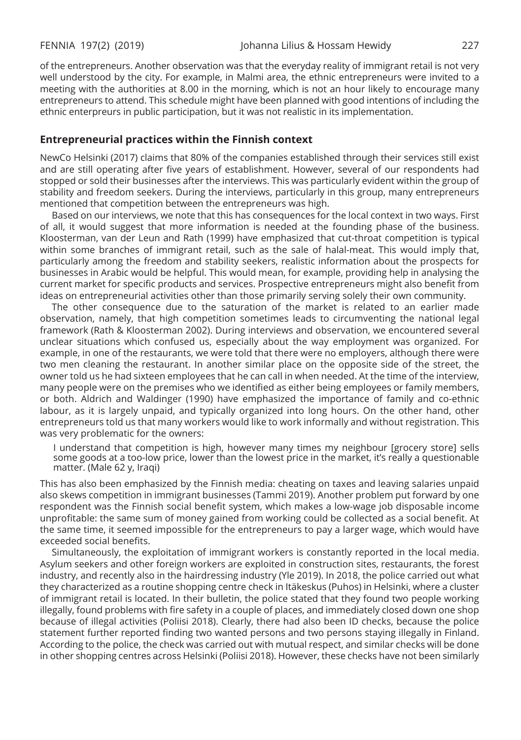of the entrepreneurs. Another observation was that the everyday reality of immigrant retail is not very well understood by the city. For example, in Malmi area, the ethnic entrepreneurs were invited to a meeting with the authorities at 8.00 in the morning, which is not an hour likely to encourage many entrepreneurs to attend. This schedule might have been planned with good intentions of including the ethnic enterpreurs in public participation, but it was not realistic in its implementation.

## Entrepreneurial practices within the Finnish context

NewCo Helsinki (2017) claims that 80% of the companies established through their services still exist and are still operating after five years of establishment. However, several of our respondents had stopped or sold their businesses after the interviews. This was particularly evident within the group of stability and freedom seekers. During the interviews, particularly in this group, many entrepreneurs mentioned that competition between the entrepreneurs was high.

Based on our interviews, we note that this has consequences for the local context in two ways. First of all, it would suggest that more information is needed at the founding phase of the business. Kloosterman, van der Leun and Rath (1999) have emphasized that cut-throat competition is typical within some branches of immigrant retail, such as the sale of halal-meat. This would imply that, particularly among the freedom and stability seekers, realistic information about the prospects for businesses in Arabic would be helpful. This would mean, for example, providing help in analysing the current market for specific products and services. Prospective entrepreneurs might also benefit from ideas on entrepreneurial activities other than those primarily serving solely their own community.

The other consequence due to the saturation of the market is related to an earlier made observation, namely, that high competition sometimes leads to circumventing the national legal framework (Rath & Kloosterman 2002). During interviews and observation, we encountered several unclear situations which confused us, especially about the way employment was organized. For example, in one of the restaurants, we were told that there were no employers, although there were two men cleaning the restaurant. In another similar place on the opposite side of the street, the owner told us he had sixteen employees that he can call in when needed. At the time of the interview, many people were on the premises who we identified as either being employees or family members, or both. Aldrich and Waldinger (1990) have emphasized the importance of family and co-ethnic labour, as it is largely unpaid, and typically organized into long hours. On the other hand, other entrepreneurs told us that many workers would like to work informally and without registration. This was very problematic for the owners:

> I understand that competition is high, however many times my neighbour [grocery store] sells some goods at a too-low price, lower than the lowest price in the market, it's really a questionable matter. (Male 62 y, Iraqi)

This has also been emphasized by the Finnish media: cheating on taxes and leaving salaries unpaid also skews competition in immigrant businesses (Tammi 2019). Another problem put forward by one respondent was the Finnish social benefit system, which makes a low-wage job disposable income unprofitable: the same sum of money gained from working could be collected as a social benefit. At the same time, it seemed impossible for the entrepreneurs to pay a larger wage, which would have exceeded social benefits.

Simultaneously, the exploitation of immigrant workers is constantly reported in the local media. Asylum seekers and other foreign workers are exploited in construction sites, restaurants, the forest industry, and recently also in the hairdressing industry (Yle 2019). In 2018, the police carried out what they characterized as a routine shopping centre check in Itäkeskus (Puhos) in Helsinki, where a cluster of immigrant retail is located. In their bulletin, the police stated that they found two people working illegally, found problems with fire safety in a couple of places, and immediately closed down one shop because of illegal activities (Poliisi 2018). Clearly, there had also been ID checks, because the police statement further reported finding two wanted persons and two persons staying illegally in Finland. According to the police, the check was carried out with mutual respect, and similar checks will be done in other shopping centres across Helsinki (Poliisi 2018). However, these checks have not been similarly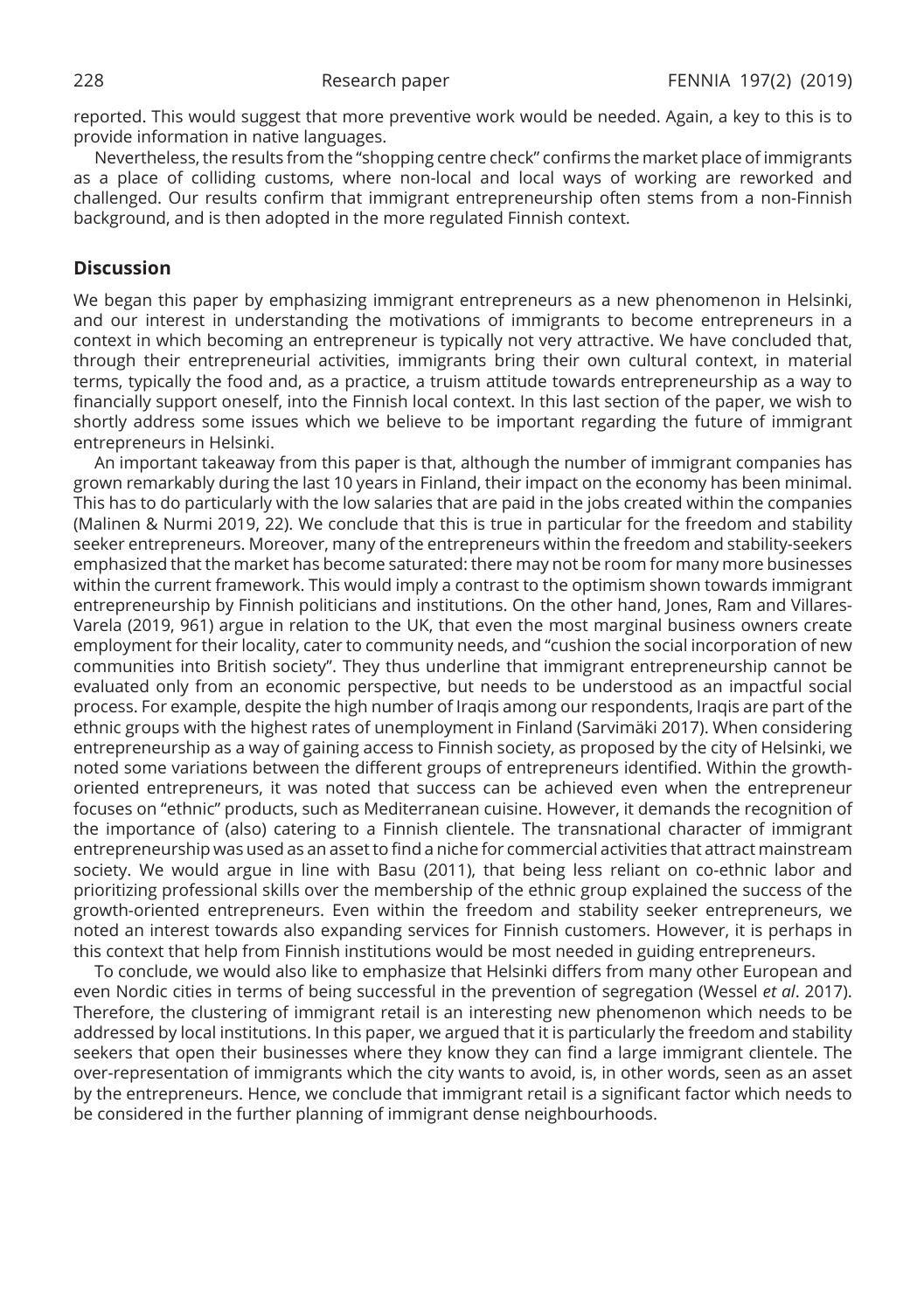reported. This would suggest that more preventive work would be needed. Again, a key to this is to provide information in native languages.

Nevertheless, the results from the "shopping centre check" confirms the market place of immigrants as a place of colliding customs, where non-local and local ways of working are reworked and challenged. Our results confirm that immigrant entrepreneurship often stems from a non-Finnish background, and is then adopted in the more regulated Finnish context.

## Discussion

We began this paper by emphasizing immigrant entrepreneurs as a new phenomenon in Helsinki, and our interest in understanding the motivations of immigrants to become entrepreneurs in a context in which becoming an entrepreneur is typically not very attractive. We have concluded that, through their entrepreneurial activities, immigrants bring their own cultural context, in material terms, typically the food and, as a practice, a truism attitude towards entrepreneurship as a way to financially support oneself, into the Finnish local context. In this last section of the paper, we wish to shortly address some issues which we believe to be important regarding the future of immigrant entrepreneurs in Helsinki.

An important takeaway from this paper is that, although the number of immigrant companies has grown remarkably during the last 10 years in Finland, their impact on the economy has been minimal. This has to do particularly with the low salaries that are paid in the jobs created within the companies (Malinen & Nurmi 2019, 22). We conclude that this is true in particular for the freedom and stability seeker entrepreneurs. Moreover, many of the entrepreneurs within the freedom and stability-seekers emphasized that the market has become saturated: there may not be room for many more businesses within the current framework. This would imply a contrast to the optimism shown towards immigrant entrepreneurship by Finnish politicians and institutions. On the other hand, Jones, Ram and Villares-Varela (2019, 961) argue in relation to the UK, that even the most marginal business owners create employment for their locality, cater to community needs, and "cushion the social incorporation of new communities into British society". They thus underline that immigrant entrepreneurship cannot be evaluated only from an economic perspective, but needs to be understood as an impactful social process. For example, despite the high number of Iraqis among our respondents, Iraqis are part of the ethnic groups with the highest rates of unemployment in Finland (Sarvimäki 2017). When considering entrepreneurship as a way of gaining access to Finnish society, as proposed by the city of Helsinki, we noted some variations between the different groups of entrepreneurs identified. Within the growth-oriented entrepreneurs, it was noted that success can be achieved even when the entrepreneur focuses on "ethnic" products, such as Mediterranean cuisine. However, it demands the recognition of the importance of (also) catering to a Finnish clientele. The transnational character of immigrant entrepreneurship was used as an asset to find a niche for commercial activities that attract mainstream society. We would argue in line with Basu (2011), that being less reliant on co-ethnic labor and prioritizing professional skills over the membership of the ethnic group explained the success of the growth-oriented entrepreneurs. Even within the freedom and stability seeker entrepreneurs, we noted an interest towards also expanding services for Finnish customers. However, it is perhaps in this context that help from Finnish institutions would be most needed in guiding entrepreneurs.

To conclude, we would also like to emphasize that Helsinki differs from many other European and even Nordic cities in terms of being successful in the prevention of segregation (Wessel *et al*. 2017). Therefore, the clustering of immigrant retail is an interesting new phenomenon which needs to be addressed by local institutions. In this paper, we argued that it is particularly the freedom and stability seekers that open their businesses where they know they can find a large immigrant clientele. The over-representation of immigrants which the city wants to avoid, is, in other words, seen as an asset by the entrepreneurs. Hence, we conclude that immigrant retail is a significant factor which needs to be considered in the further planning of immigrant dense neighbourhoods.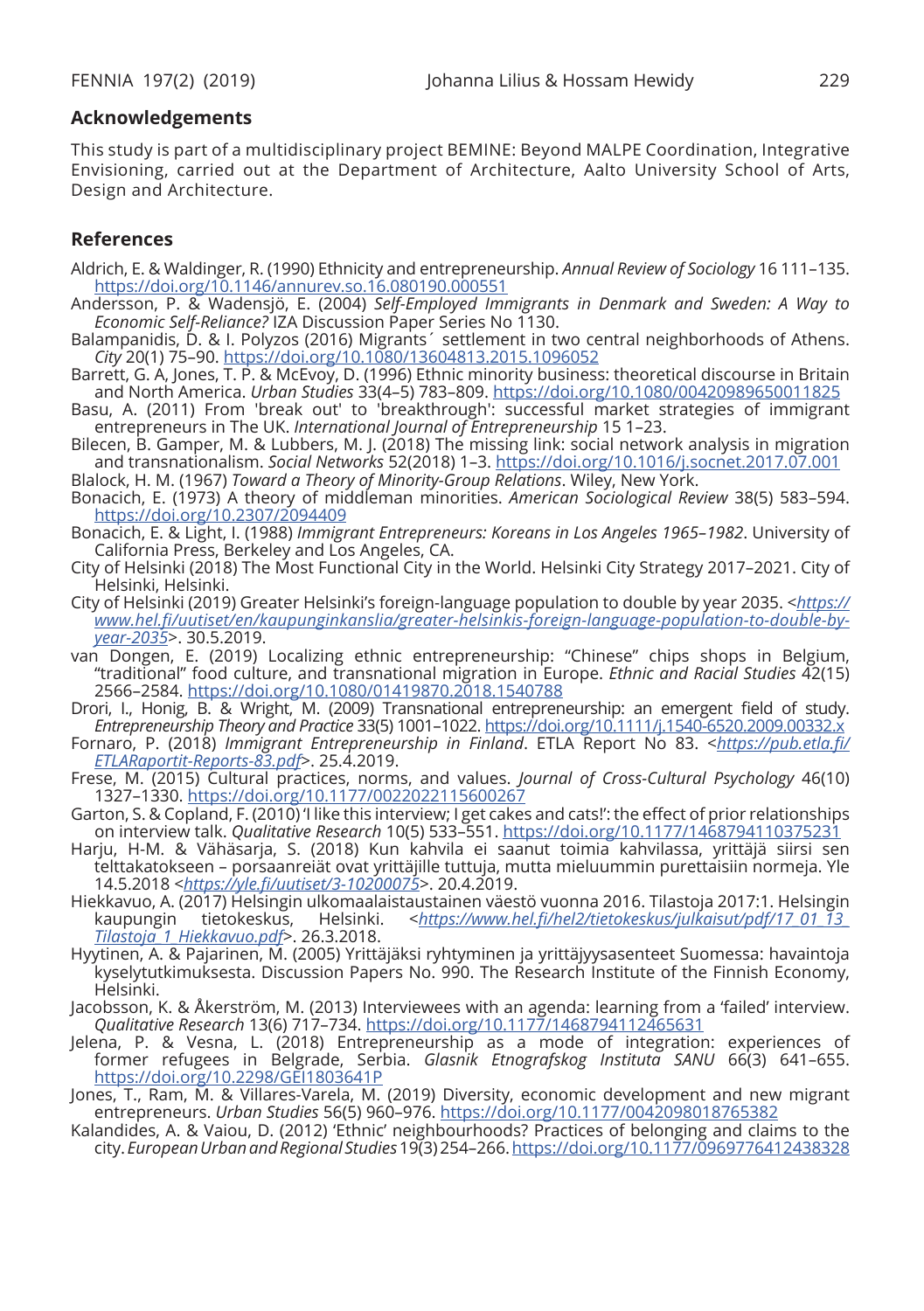## Acknowledgements

This study is part of a multidisciplinary project BEMINE: Beyond MALPE Coordination, Integrative Envisioning, carried out at the Department of Architecture, Aalto University School of Arts, Design and Architecture.

## References

Aldrich, E. & Waldinger, R. (1990) Ethnicity and entrepreneurship. *Annual Review of Sociology* 16 111–135. https://doi.org/10.1146/annurev.so.16.080190.000551

Andersson, P. & Wadensjö, E. (2004) *Self-Employed Immigrants in Denmark and Sweden: A Way to Economic Self-Reliance?* IZA Discussion Paper Series No 1130.

Balampanidis, D. & I. Polyzos (2016) Migrants´ settlement in two central neighborhoods of Athens. *City* 20(1) 75–90. https://doi.org/10.1080/13604813.2015.1096052

Barrett, G. A, Jones, T. P. & McEvoy, D. (1996) Ethnic minority business: theoretical discourse in Britain and North America. *Urban Studies* 33(4–5) 783–809. https://doi.org/10.1080/00420989650011825

Basu, A. (2011) From 'break out' to 'breakthrough': successful market strategies of immigrant entrepreneurs in The UK. *International Journal of Entrepreneurship* 15 1–23.

Bilecen, B. Gamper, M. & Lubbers, M. J. (2018) The missing link: social network analysis in migration and transnationalism. *Social Networks* 52(2018) 1–3. https://doi.org/10.1016/j.socnet.2017.07.001

Blalock, H. M. (1967) *Toward a Theory of Minority-Group Relations*. Wiley, New York.

Bonacich, E. (1973) A theory of middleman minorities. *American Sociological Review* 38(5) 583–594. https://doi.org/10.2307/2094409

Bonacich, E. & Light, I. (1988) *Immigrant Entrepreneurs: Koreans in Los Angeles 1965–1982*. University of California Press, Berkeley and Los Angeles, CA.

City of Helsinki (2018) The Most Functional City in the World. Helsinki City Strategy 2017–2021. City of Helsinki, Helsinki.

City of Helsinki (2019) Greater Helsinki's foreign-language population to double by year 2035. <*https://www.hel.fi/uutiset/en/kaupunginkanslia/greater-helsinkis-foreign-language-population-to-double-by-year-2035*>. 30.5.2019.

van Dongen, E. (2019) Localizing ethnic entrepreneurship: "Chinese" chips shops in Belgium, "traditional" food culture, and transnational migration in Europe. *Ethnic and Racial Studies* 42(15) 2566–2584. https://doi.org/10.1080/01419870.2018.1540788

Drori, I., Honig, B. & Wright, M. (2009) Transnational entrepreneurship: an emergent field of study. *Entrepreneurship Theory and Practice* 33(5) 1001–1022. https://doi.org/10.1111/j.1540-6520.2009.00332.x

Fornaro, P. (2018) *Immigrant Entrepreneurship in Finland*. ETLA Report No 83. <*https://pub.etla.fi/ETLARaportit-Reports-83.pdf*>. 25.4.2019.

Frese, M. (2015) Cultural practices, norms, and values. *Journal of Cross-Cultural Psychology* 46(10) 1327–1330. https://doi.org/10.1177/0022022115600267

Garton, S. & Copland, F. (2010) 'I like this interview; I get cakes and cats!': the effect of prior relationships on interview talk. *Qualitative Research* 10(5) 533–551. https://doi.org/10.1177/1468794110375231

Harju, H-M. & Vähäsarja, S. (2018) Kun kahvila ei saanut toimia kahvilassa, yrittäjä siirsi sen telttakatokseen – porsaanreiät ovat yrittäjille tuttuja, mutta mieluummin purettaisiin normeja. Yle 14.5.2018 <*https://yle.fi/uutiset/3-10200075*>. 20.4.2019.

Hiekkavuo, A. (2017) Helsingin ulkomaalaistaustainen väestö vuonna 2016. Tilastoja 2017:1. Helsingin kaupungin tietokeskus, Helsinki. <*https://www.hel.fi/hel2/tietokeskus/julkaisut/pdf/17_01_13_Tilastoja_1_Hiekkavuo.pdf*>. 26.3.2018.

Hyytinen, A. & Pajarinen, M. (2005) Yrittäjäksi ryhtyminen ja yrittäjyysasenteet Suomessa: havaintoja kyselytutkimuksesta. Discussion Papers No. 990. The Research Institute of the Finnish Economy, Helsinki.

Jacobsson, K. & Åkerström, M. (2013) Interviewees with an agenda: learning from a 'failed' interview. *Qualitative Research* 13(6) 717–734. https://doi.org/10.1177/1468794112465631

Jelena, P. & Vesna, L. (2018) Entrepreneurship as a mode of integration: experiences of former refugees in Belgrade, Serbia. *Glasnik Etnografskog Instituta SANU* 66(3) 641–655. https://doi.org/10.2298/GEI1803641P

Jones, T., Ram, M. & Villares-Varela, M. (2019) Diversity, economic development and new migrant entrepreneurs. *Urban Studies* 56(5) 960–976. https://doi.org/10.1177/0042098018765382

Kalandides, A. & Vaiou, D. (2012) 'Ethnic' neighbourhoods? Practices of belonging and claims to the city. *European Urban and Regional Studies* 19(3) 254–266. https://doi.org/10.1177/0969776412438328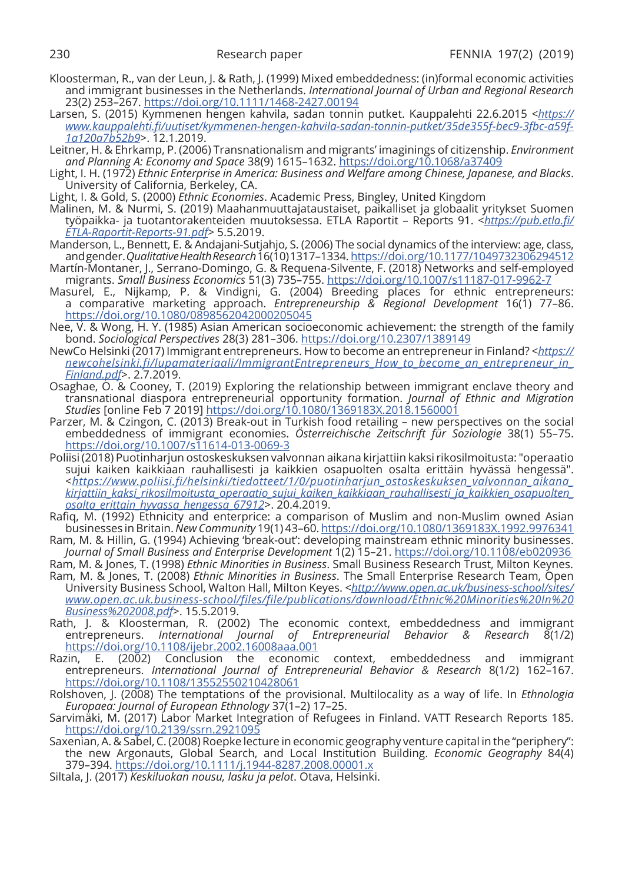Kloosterman, R., van der Leun, J. & Rath, J. (1999) Mixed embeddedness: (in)formal economic activities and immigrant businesses in the Netherlands. *International Journal of Urban and Regional Research* 23(2) 253–267. https://doi.org/10.1111/1468-2427.00194

Larsen, S. (2015) Kymmenen hengen kahvila, sadan tonnin putket. Kauppalehti 22.6.2015 <*https://www.kauppalehti.fi/uutiset/kymmenen-hengen-kahvila-sadan-tonnin-putket/35de355f-bec9-3fbc-a59f-1a120a7b52b9*>. 12.1.2019.

Leitner, H. & Ehrkamp, P. (2006) Transnationalism and migrants' imaginings of citizenship. *Environment and Planning A: Economy and Space* 38(9) 1615–1632. https://doi.org/10.1068/a37409

Light, I. H. (1972) *Ethnic Enterprise in America: Business and Welfare among Chinese, Japanese, and Blacks*. University of California, Berkeley, CA.

Light, I. & Gold, S. (2000) *Ethnic Economies*. Academic Press, Bingley, United Kingdom

Malinen, M. & Nurmi, S. (2019) Maahanmuuttajataustaiset, paikalliset ja globaalit yritykset Suomen työpaikka- ja tuotantorakenteiden muutoksessa. ETLA Raportit – Reports 91. <*https://pub.etla.fi/ETLA-Raportit-Reports-91.pdf*> 5.5.2019.

Manderson, L., Bennett, E. & Andajani-Sutjahjo, S. (2006) The social dynamics of the interview: age, class, and gender. *Qualitative Health Research* 16(10) 1317–1334. https://doi.org/10.1177/1049732306294512

Martín-Montaner, J., Serrano-Domingo, G. & Requena-Silvente, F. (2018) Networks and self-employed migrants. *Small Business Economics* 51(3) 735–755. https://doi.org/10.1007/s11187-017-9962-7

Masurel, E., Nijkamp, P. & Vindigni, G. (2004) Breeding places for ethnic entrepreneurs: a comparative marketing approach. *Entrepreneurship & Regional Development* 16(1) 77–86. https://doi.org/10.1080/0898562042000205045

Nee, V. & Wong, H. Y. (1985) Asian American socioeconomic achievement: the strength of the family bond. *Sociological Perspectives* 28(3) 281–306. https://doi.org/10.2307/1389149

NewCo Helsinki (2017) Immigrant entrepreneurs. How to become an entrepreneur in Finland? <*https://newcohelsinki.fi/lupamateriaali/ImmigrantEntrepreneurs_How_to_become_an_entrepreneur_in_Finland.pdf*>. 2.7.2019.

Osaghae, O. & Cooney, T. (2019) Exploring the relationship between immigrant enclave theory and transnational diaspora entrepreneurial opportunity formation. *Journal of Ethnic and Migration Studies* [online Feb 7 2019] https://doi.org/10.1080/1369183X.2018.1560001

Parzer, M. & Czingon, C. (2013) Break-out in Turkish food retailing – new perspectives on the social embeddedness of immigrant economies. *Österreichische Zeitschrift für Soziologie* 38(1) 55–75. https://doi.org/10.1007/s11614-013-0069-3

Poliisi (2018) Puotinharjun ostoskeskuksen valvonnan aikana kirjattiin kaksi rikosilmoitusta: "operaatio sujui kaiken kaikkiaan rauhallisesti ja kaikkien osapuolten osalta erittäin hyvässä hengessä". <*https://www.poliisi.fi/helsinki/tiedotteet/1/0/puotinharjun_ostoskeskuksen_valvonnan_aikana_kirjattiin_kaksi_rikosilmoitusta_operaatio_sujui_kaiken_kaikkiaan_rauhallisesti_ja_kaikkien_osapuolten_osalta_erittain_hyvassa_hengessa_67912*>. 20.4.2019.

Rafiq, M. (1992) Ethnicity and enterprise: a comparison of Muslim and non-Muslim owned Asian businesses in Britain. *New Community* 19(1) 43–60. https://doi.org/10.1080/1369183X.1992.9976341

Ram, M. & Hillin, G. (1994) Achieving 'break-out': developing mainstream ethnic minority businesses. *Journal of Small Business and Enterprise Development* 1(2) 15–21. https://doi.org/10.1108/eb020936

Ram, M. & Jones, T. (1998) *Ethnic Minorities in Business*. Small Business Research Trust, Milton Keynes.

Ram, M. & Jones, T. (2008) *Ethnic Minorities in Business*. The Small Enterprise Research Team, Open University Business School, Walton Hall, Milton Keyes. <*http://www.open.ac.uk/business-school/sites/www.open.ac.uk.business-school/files/file/publications/download/Ethnic%20Minorities%20In%20Business%202008.pdf*>. 15.5.2019.

Rath, J. & Kloosterman, R. (2002) The economic context, embeddedness and immigrant entrepreneurs. *International Journal of Entrepreneurial Behavior & Research* 8(1/2) https://doi.org/10.1108/ijebr.2002.16008aaa.001

Razin, E. (2002) Conclusion the economic context, embeddedness and immigrant entrepreneurs. *International Journal of Entrepreneurial Behavior & Research* 8(1/2) 162–167. https://doi.org/10.1108/13552550210428061

Rolshoven, J. (2008) The temptations of the provisional. Multilocality as a way of life. In *Ethnologia Europaea: Journal of European Ethnology* 37(1–2) 17–25.

Sarvimäki, M. (2017) Labor Market Integration of Refugees in Finland. VATT Research Reports 185. https://doi.org/10.2139/ssrn.2921095

Saxenian, A. & Sabel, C. (2008) Roepke lecture in economic geography venture capital in the "periphery": the new Argonauts, Global Search, and Local Institution Building. *Economic Geography* 84(4) 379–394. https://doi.org/10.1111/j.1944-8287.2008.00001.x

Siltala, J. (2017) *Keskiluokan nousu, lasku ja pelot*. Otava, Helsinki.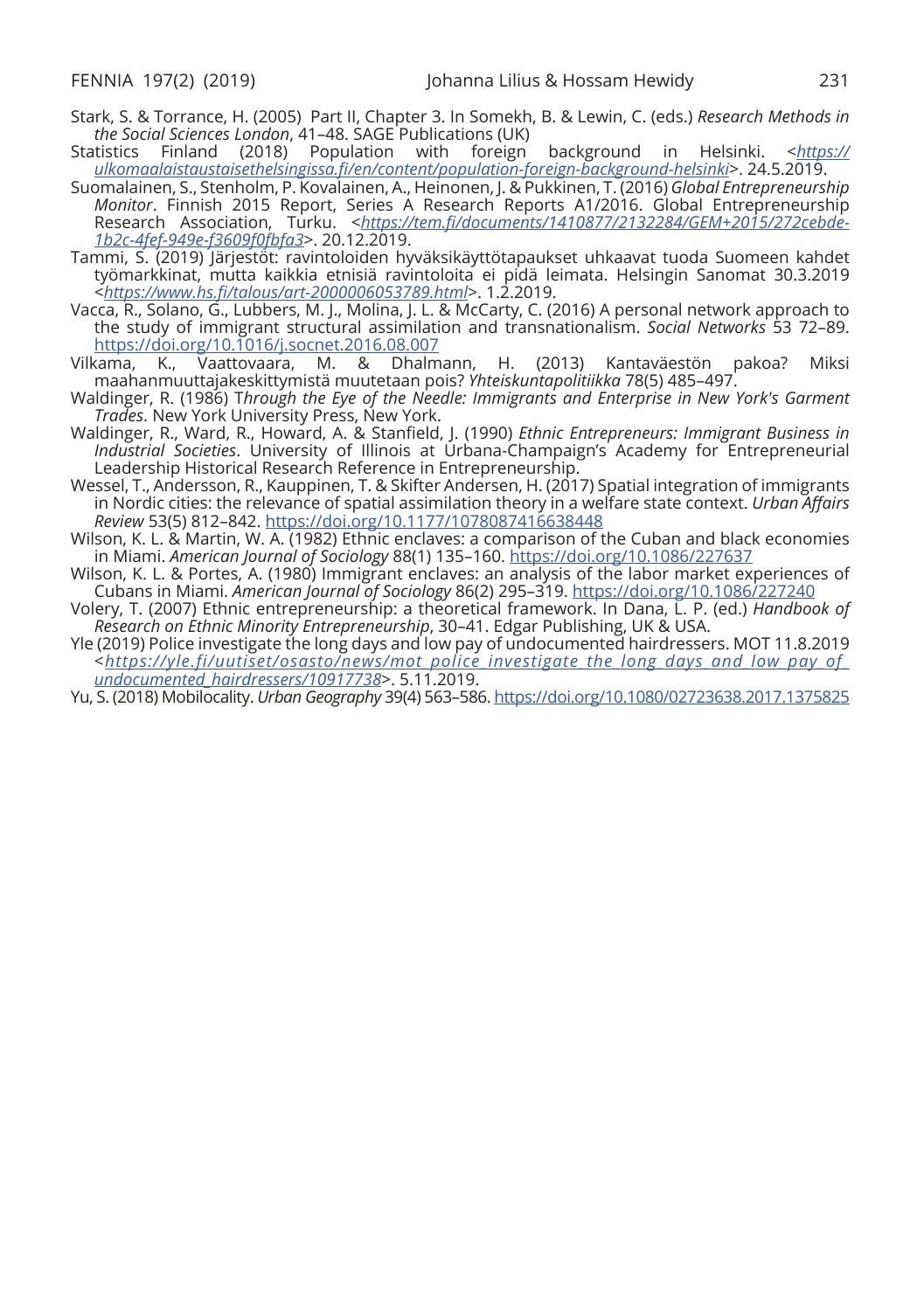Stark, S. & Torrance, H. (2005) Part II, Chapter 3. In Somekh, B. & Lewin, C. (eds.) *Research Methods in the Social Sciences London*, 41–48. SAGE Publications (UK)

Statistics Finland (2018) Population with foreign background in Helsinki. <*https://ulkomaalaistaustaisethelsingissa.fi/en/content/population-foreign-background-helsinki*>. 24.5.2019.

Suomalainen, S., Stenholm, P. Kovalainen, A., Heinonen, J. & Pukkinen, T. (2016) *Global Entrepreneurship Monitor*. Finnish 2015 Report, Series A Research Reports A1/2016. Global Entrepreneurship Research Association, Turku. <*https://tem.fi/documents/1410877/2132284/GEM+2015/272cebde-1b2c-4fef-949e-f3609f0fbfa3*>. 20.12.2019.

Tammi, S. (2019) Järjestöt: ravintoloiden hyväksikäyttötapaukset uhkaavat tuoda Suomeen kahdet työmarkkinat, mutta kaikkia etnisiä ravintoloita ei pidä leimata. Helsingin Sanomat 30.3.2019 <*https://www.hs.fi/talous/art-2000006053789.html*>. 1.2.2019.

Vacca, R., Solano, G., Lubbers, M. J., Molina, J. L. & McCarty, C. (2016) A personal network approach to the study of immigrant structural assimilation and transnationalism. *Social Networks* 53 72–89. https://doi.org/10.1016/j.socnet.2016.08.007

Vilkama, K., Vaattovaara, M. & Dhalmann, H. (2013) Kantaväestön pakoa? Miksi maahanmuuttajakeskittymistä muutetaan pois? *Yhteiskuntapolitiikka* 78(5) 485–497.

Waldinger, R. (1986) T*hrough the Eye of the Needle: Immigrants and Enterprise in New York's Garment Trades*. New York University Press, New York.

Waldinger, R., Ward, R., Howard, A. & Stanfield, J. (1990) *Ethnic Entrepreneurs: Immigrant Business in Industrial Societies*. University of Illinois at Urbana-Champaign's Academy for Entrepreneurial Leadership Historical Research Reference in Entrepreneurship.

Wessel, T., Andersson, R., Kauppinen, T. & Skifter Andersen, H. (2017) Spatial integration of immigrants in Nordic cities: the relevance of spatial assimilation theory in a welfare state context. *Urban Affairs Review* 53(5) 812–842. https://doi.org/10.1177/1078087416638448

Wilson, K. L. & Martin, W. A. (1982) Ethnic enclaves: a comparison of the Cuban and black economies in Miami. *American Journal of Sociology* 88(1) 135–160. https://doi.org/10.1086/227637

Wilson, K. L. & Portes, A. (1980) Immigrant enclaves: an analysis of the labor market experiences of Cubans in Miami. *American Journal of Sociology* 86(2) 295–319. https://doi.org/10.1086/227240

Volery, T. (2007) Ethnic entrepreneurship: a theoretical framework. In Dana, L. P. (ed.) *Handbook of Research on Ethnic Minority Entrepreneurship*, 30–41. Edgar Publishing, UK & USA.

Yle (2019) Police investigate the long days and low pay of undocumented hairdressers. MOT 11.8.2019 <*https://yle.fi/uutiset/osasto/news/mot_police_investigate_the_long_days_and_low_pay_of_undocumented_hairdressers/10917738*>. 5.11.2019.

Yu, S. (2018) Mobilocality. *Urban Geography* 39(4) 563–586. https://doi.org/10.1080/02723638.2017.1375825